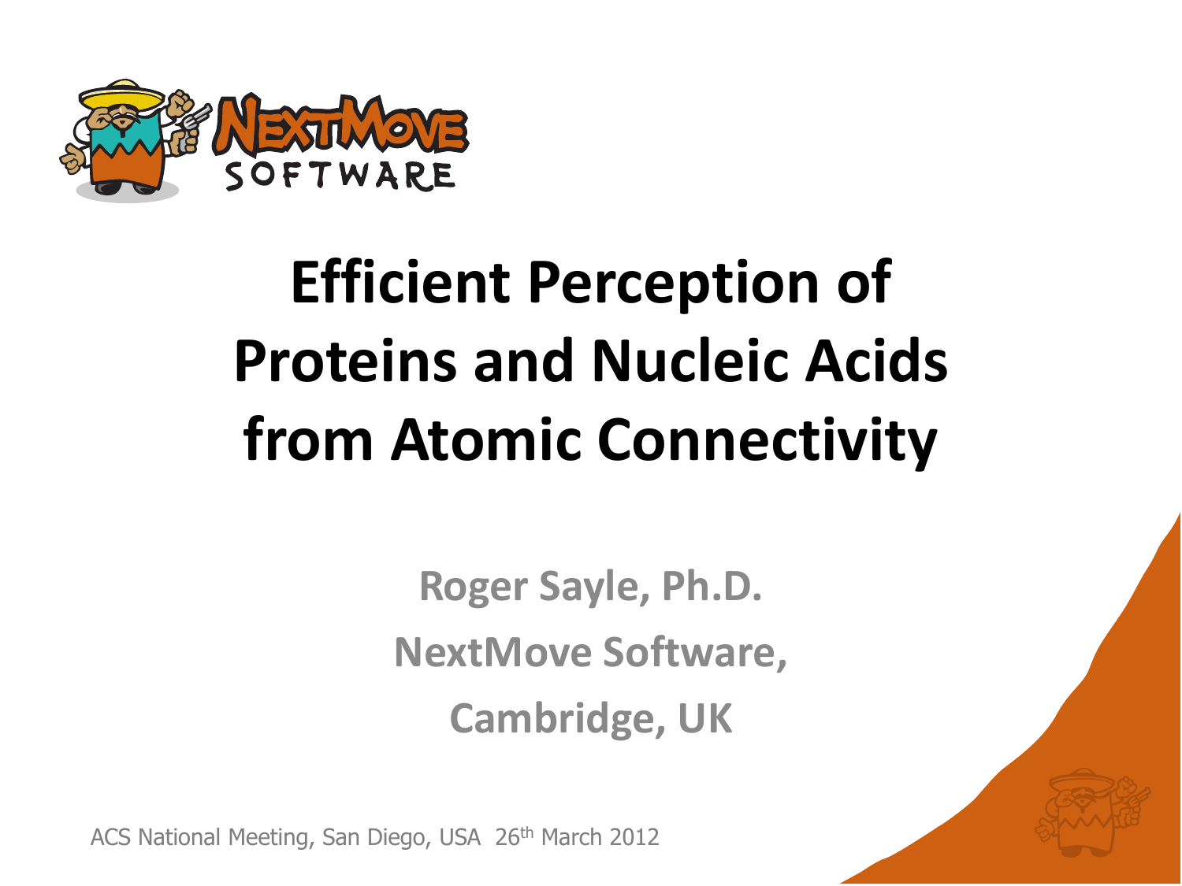# Efficient Perception of Proteins and Nucleic Acids from Atomic Connectivity

**Roger Sayle, Ph.D.**

**NextMove Software,**

**Cambridge, UK**

ACS National Meeting, San Diego, USA 26th March 2012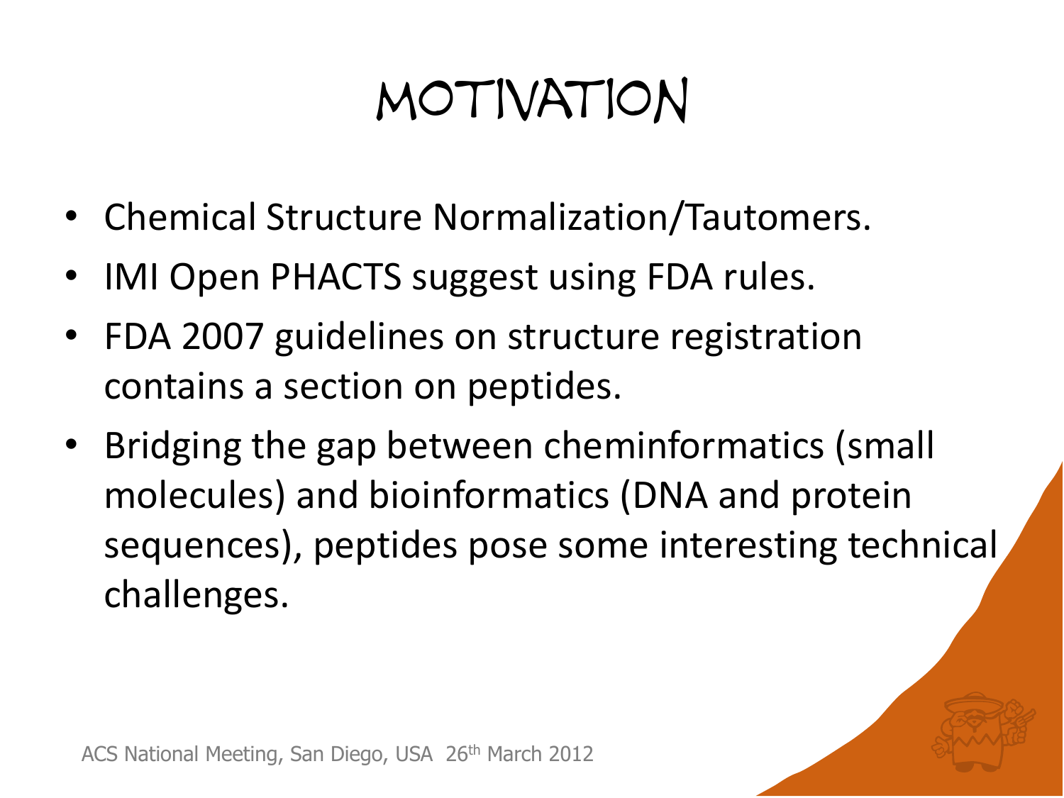# MOTIVATION

- Chemical Structure Normalization/Tautomers.
- IMI Open PHACTS suggest using FDA rules.
- FDA 2007 guidelines on structure registration contains a section on peptides.
- Bridging the gap between cheminformatics (small molecules) and bioinformatics (DNA and protein sequences), peptides pose some interesting technical challenges.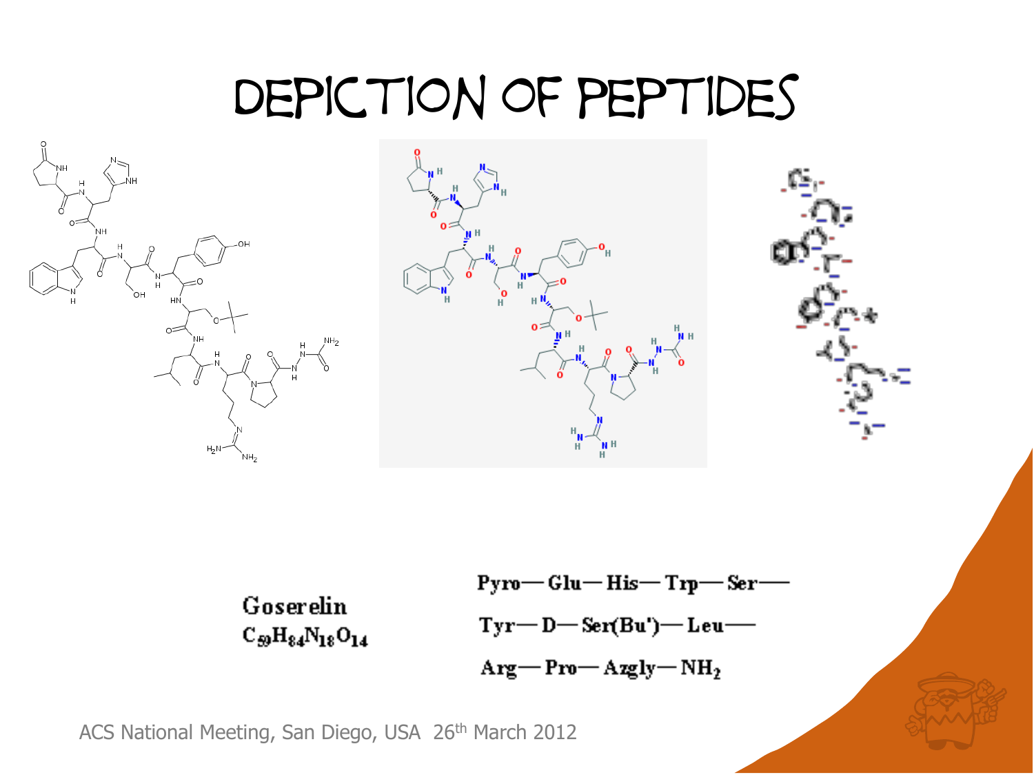# Depiction of Peptides

Goserelin
$C_{59}H_{84}N_{18}O_{14}$

Pyro—Glu—His—Trp—Ser—

Tyr—D—Ser(Bu')—Leu—

Arg—Pro—Azgly—$NH_2$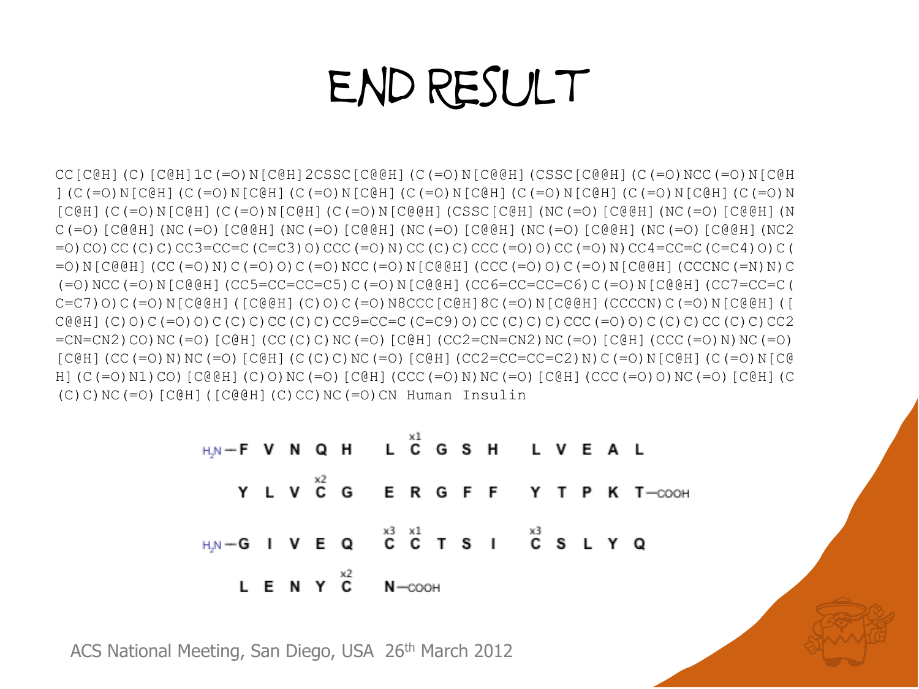# END RESULT

```
CC[C@H](C)[C@H]1C(=O)N[C@H]2CSSC[C@@H](C(=O)N[C@@H](CSSC[C@@H](C(=O)NCC(=O)N[C@H
](C(=O)N[C@H](C(=O)N[C@H](C(=O)N[C@H](C(=O)N[C@H](C(=O)N[C@H](C(=O)N[C@H](C(=O)N
[C@H](C(=O)N[C@H](C(=O)N[C@H](C(=O)N[C@@H](CSSC[C@H](NC(=O)[C@@H](NC(=O)[C@@H](N
C(=O)[C@@H](NC(=O)[C@@H](NC(=O)[C@@H](NC(=O)[C@@H](NC(=O)[C@@H](NC(=O)[C@@H](NC2
=O)CO)CC(C)C)CC3=CC=C(C=C3)O)CCC(=O)N)CC(C)C)CCC(=O)O)CC(=O)N)CC4=CC=C(C=C4)O)C(
=O)N[C@@H](CC(=O)N)C(=O)O)C(=O)NCC(=O)N[C@@H](CCC(=O)O)C(=O)N[C@@H](CCCNC(=N)N)C
(=O)NCC(=O)N[C@@H](CC5=CC=CC=C5)C(=O)N[C@@H](CC6=CC=CC=C6)C(=O)N[C@@H](CC7=CC=C(
C=C7)O)C(=O)N[C@@H]([C@@H](C)O)C(=O)N8CCC[C@H]8C(=O)N[C@@H](CCCCN)C(=O)N[C@@H]([
C@@H](C)O)C(=O)O)C(C)C)CC(C)C)CC9=CC=C(C=C9)O)CC(C)C)C)CCC(=O)O)C(C)C)CC(C)C)CC2
=CN=CN2)CO)NC(=O)[C@H](CC(C)C)NC(=O)[C@H](CC2=CN=CN2)NC(=O)[C@H](CCC(=O)N)NC(=O)
[C@H](CC(=O)N)NC(=O)[C@H](C(C)C)NC(=O)[C@H](CC2=CC=CC=C2)N)C(=O)N[C@H](C(=O)N[C@
H](C(=O)N1)CO)[C@@H](C)O)NC(=O)[C@H](CCC(=O)N)NC(=O)[C@H](CCC(=O)O)NC(=O)[C@H](C
(C)C)NC(=O)[C@H]([C@@H](C)CC)NC(=O)CN Human Insulin
```

```
        x1
H2N—F V N Q H  L C G S H  L V E A L

      x2
  Y L V C G  E R G F F  Y T P K T—COOH

           x3 x1          x3
H2N—G I V E Q  C C T S I  C S L Y Q

        x2
  L E N Y C  N—COOH
```

ACS National Meeting, San Diego, USA 26th March 2012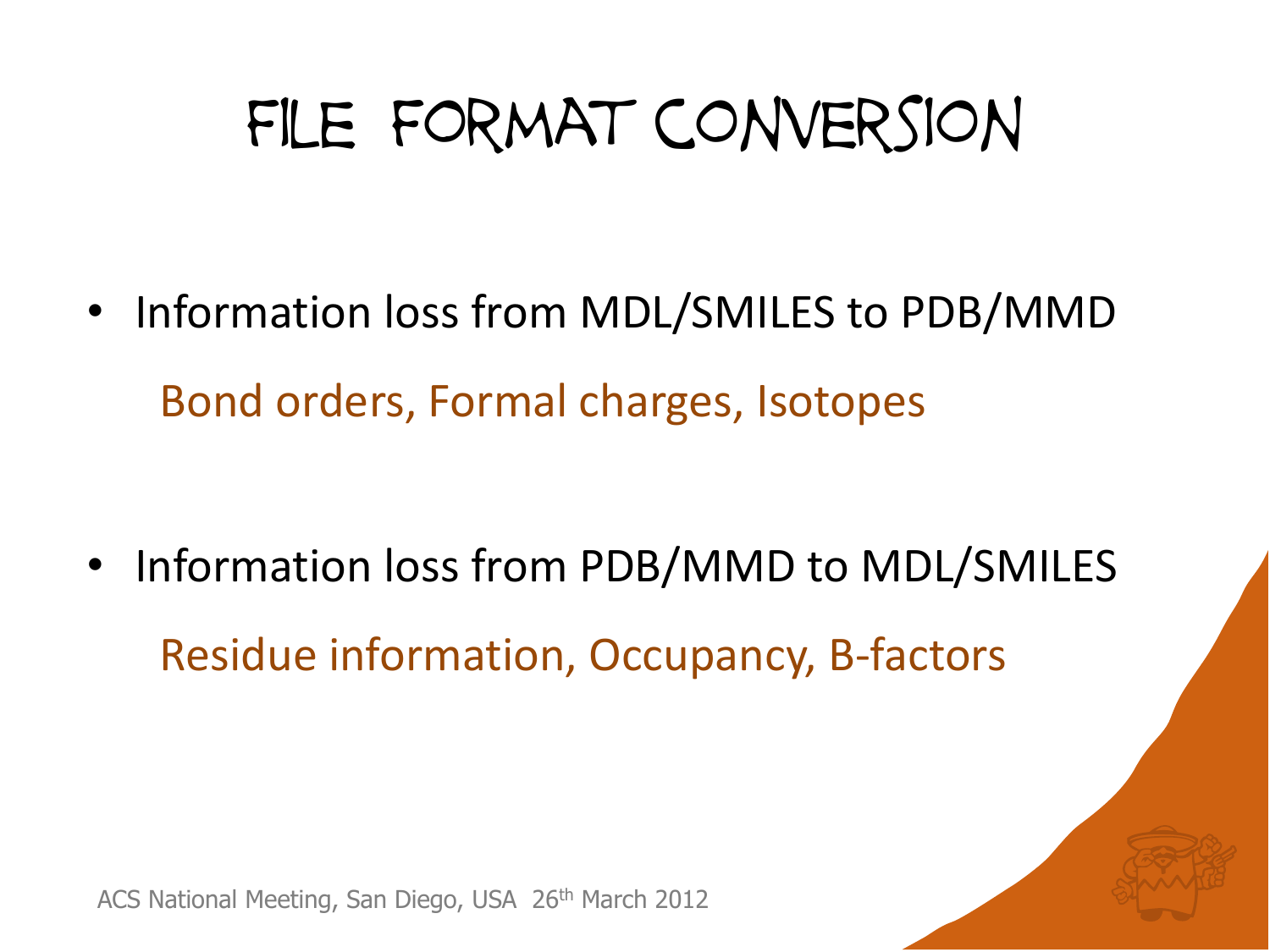# File Format Conversion

- Information loss from MDL/SMILES to PDB/MMD

  Bond orders, Formal charges, Isotopes

- Information loss from PDB/MMD to MDL/SMILES

  Residue information, Occupancy, B-factors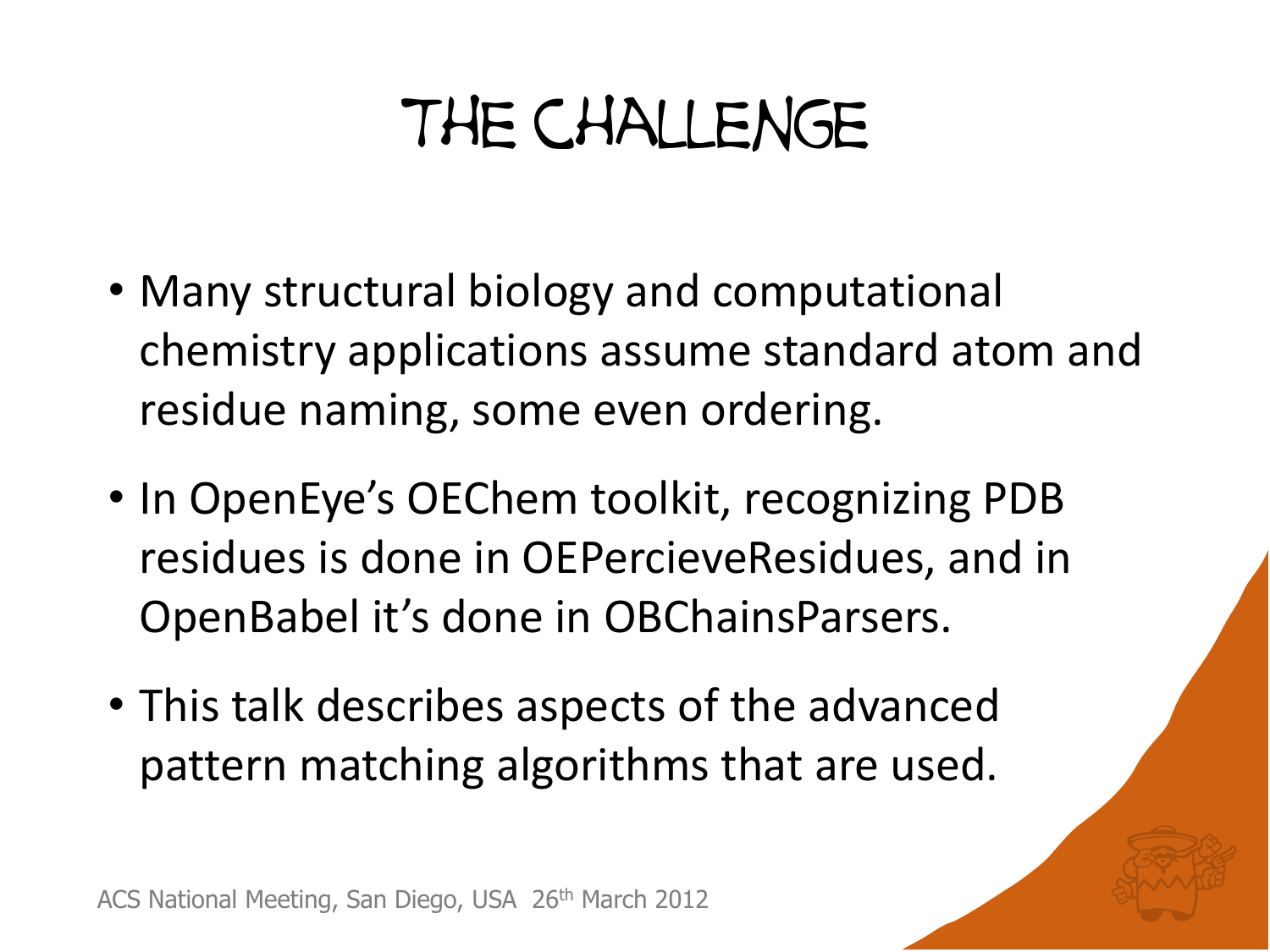# The Challenge

- Many structural biology and computational chemistry applications assume standard atom and residue naming, some even ordering.
- In OpenEye's OEChem toolkit, recognizing PDB residues is done in OEPercieveResidues, and in OpenBabel it's done in OBChainsParsers.
- This talk describes aspects of the advanced pattern matching algorithms that are used.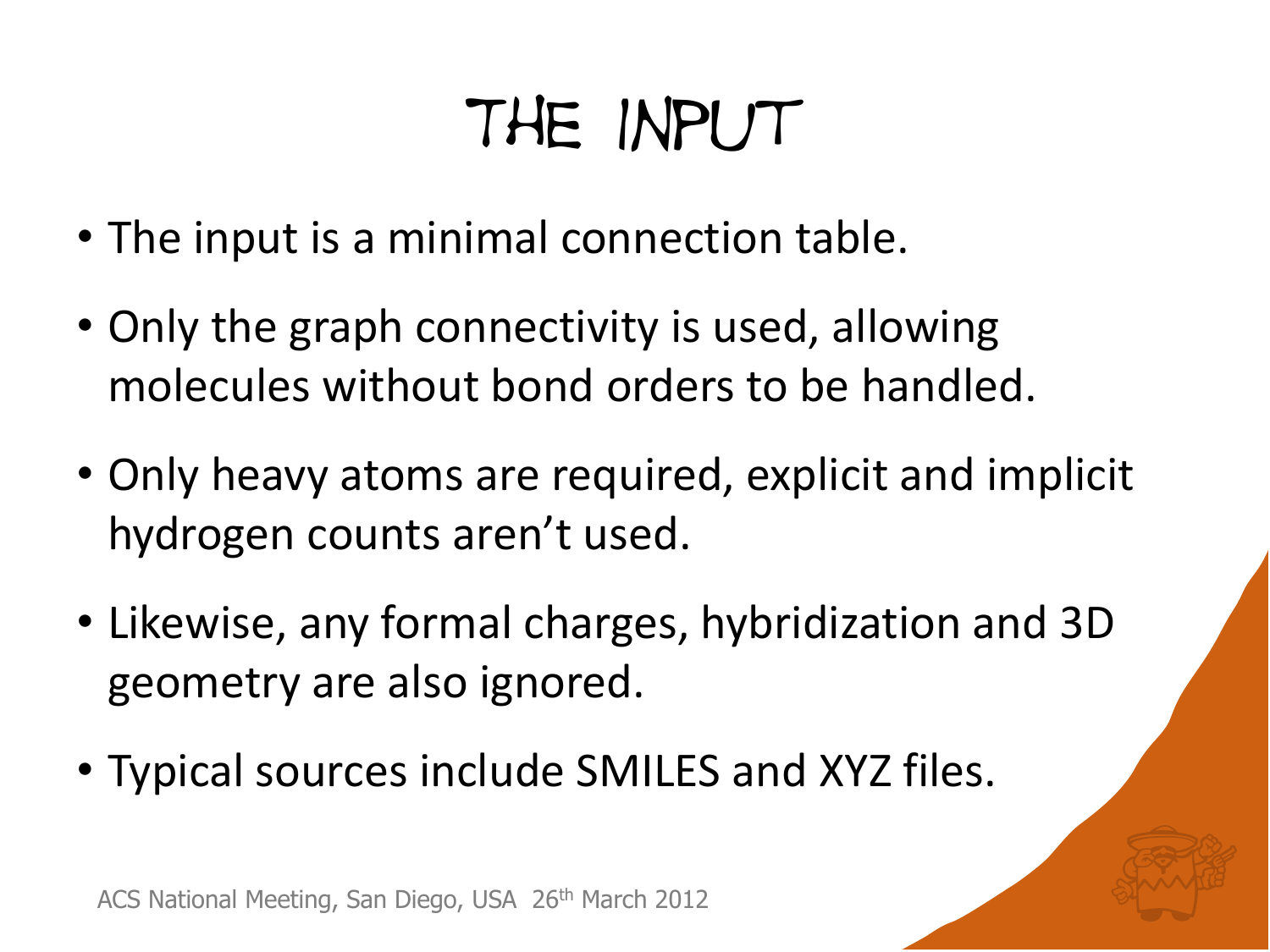# THE INPUT

- The input is a minimal connection table.
- Only the graph connectivity is used, allowing molecules without bond orders to be handled.
- Only heavy atoms are required, explicit and implicit hydrogen counts aren't used.
- Likewise, any formal charges, hybridization and 3D geometry are also ignored.
- Typical sources include SMILES and XYZ files.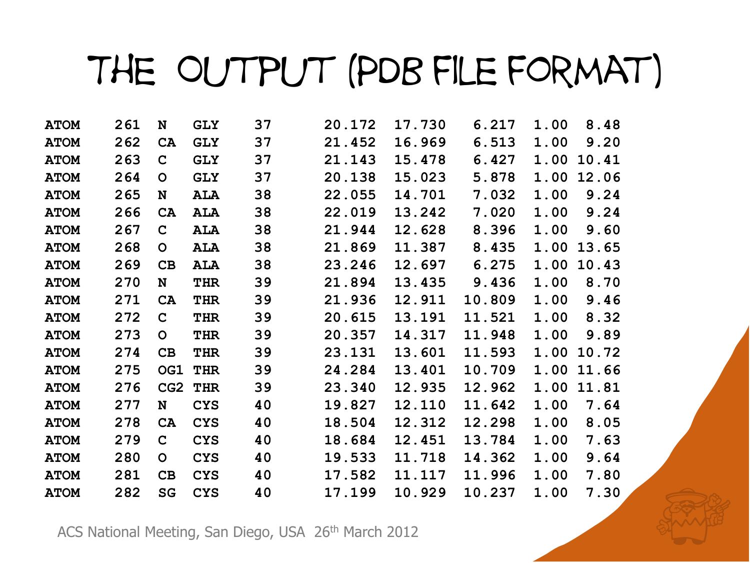# THE OUTPUT (PDB FILE FORMAT)

```
ATOM    261  N   GLY    37      20.172  17.730   6.217  1.00  8.48
ATOM    262  CA  GLY    37      21.452  16.969   6.513  1.00  9.20
ATOM    263  C   GLY    37      21.143  15.478   6.427  1.00 10.41
ATOM    264  O   GLY    37      20.138  15.023   5.878  1.00 12.06
ATOM    265  N   ALA    38      22.055  14.701   7.032  1.00  9.24
ATOM    266  CA  ALA    38      22.019  13.242   7.020  1.00  9.24
ATOM    267  C   ALA    38      21.944  12.628   8.396  1.00  9.60
ATOM    268  O   ALA    38      21.869  11.387   8.435  1.00 13.65
ATOM    269  CB  ALA    38      23.246  12.697   6.275  1.00 10.43
ATOM    270  N   THR    39      21.894  13.435   9.436  1.00  8.70
ATOM    271  CA  THR    39      21.936  12.911  10.809  1.00  9.46
ATOM    272  C   THR    39      20.615  13.191  11.521  1.00  8.32
ATOM    273  O   THR    39      20.357  14.317  11.948  1.00  9.89
ATOM    274  CB  THR    39      23.131  13.601  11.593  1.00 10.72
ATOM    275  OG1 THR    39      24.284  13.401  10.709  1.00 11.66
ATOM    276  CG2 THR    39      23.340  12.935  12.962  1.00 11.81
ATOM    277  N   CYS    40      19.827  12.110  11.642  1.00  7.64
ATOM    278  CA  CYS    40      18.504  12.312  12.298  1.00  8.05
ATOM    279  C   CYS    40      18.684  12.451  13.784  1.00  7.63
ATOM    280  O   CYS    40      19.533  11.718  14.362  1.00  9.64
ATOM    281  CB  CYS    40      17.582  11.117  11.996  1.00  7.80
ATOM    282  SG  CYS    40      17.199  10.929  10.237  1.00  7.30
```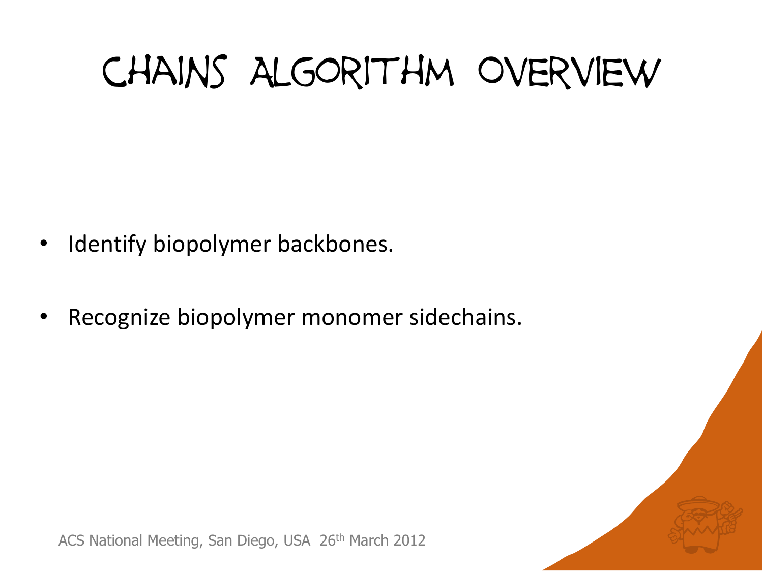# Chains Algorithm Overview

- Identify biopolymer backbones.
- Recognize biopolymer monomer sidechains.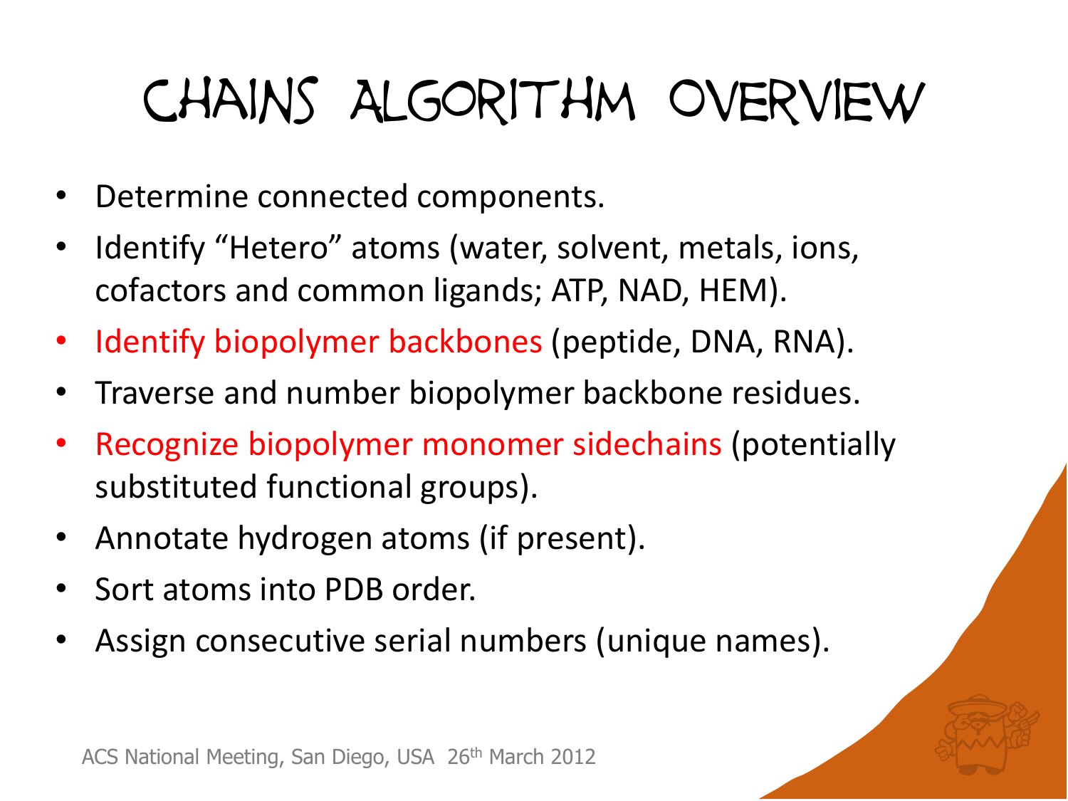# Chains Algorithm Overview

- Determine connected components.
- Identify "Hetero" atoms (water, solvent, metals, ions, cofactors and common ligands; ATP, NAD, HEM).
- Identify biopolymer backbones (peptide, DNA, RNA).
- Traverse and number biopolymer backbone residues.
- Recognize biopolymer monomer sidechains (potentially substituted functional groups).
- Annotate hydrogen atoms (if present).
- Sort atoms into PDB order.
- Assign consecutive serial numbers (unique names).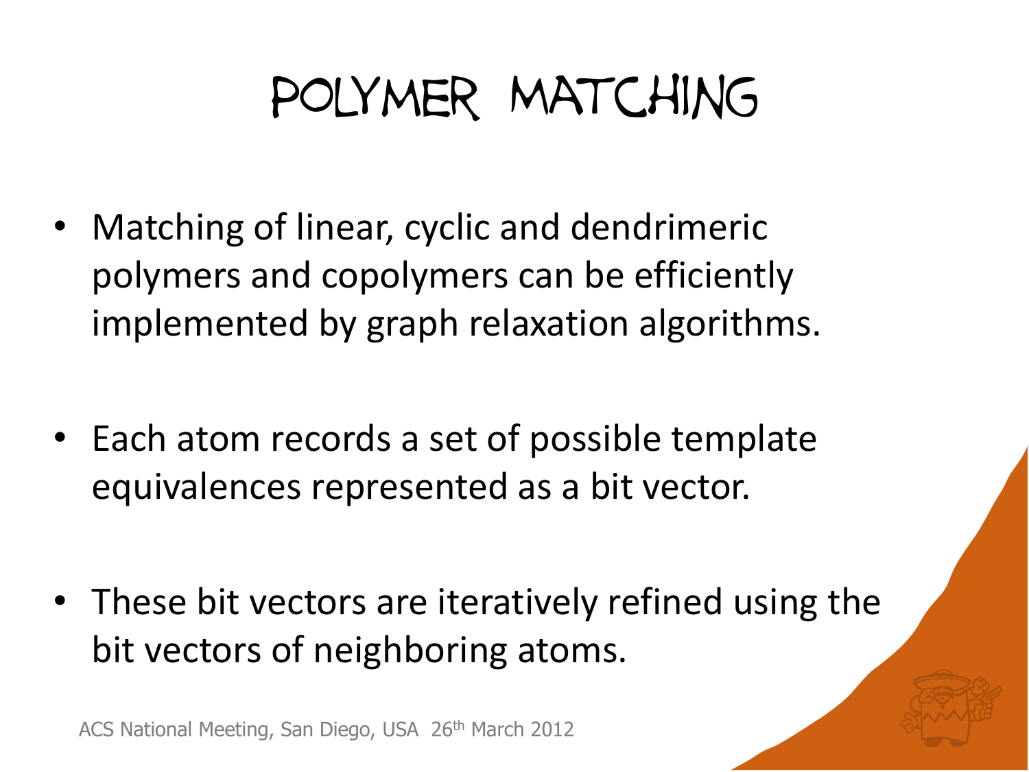# POLYMER MATCHING

- Matching of linear, cyclic and dendrimeric polymers and copolymers can be efficiently implemented by graph relaxation algorithms.

- Each atom records a set of possible template equivalences represented as a bit vector.

- These bit vectors are iteratively refined using the bit vectors of neighboring atoms.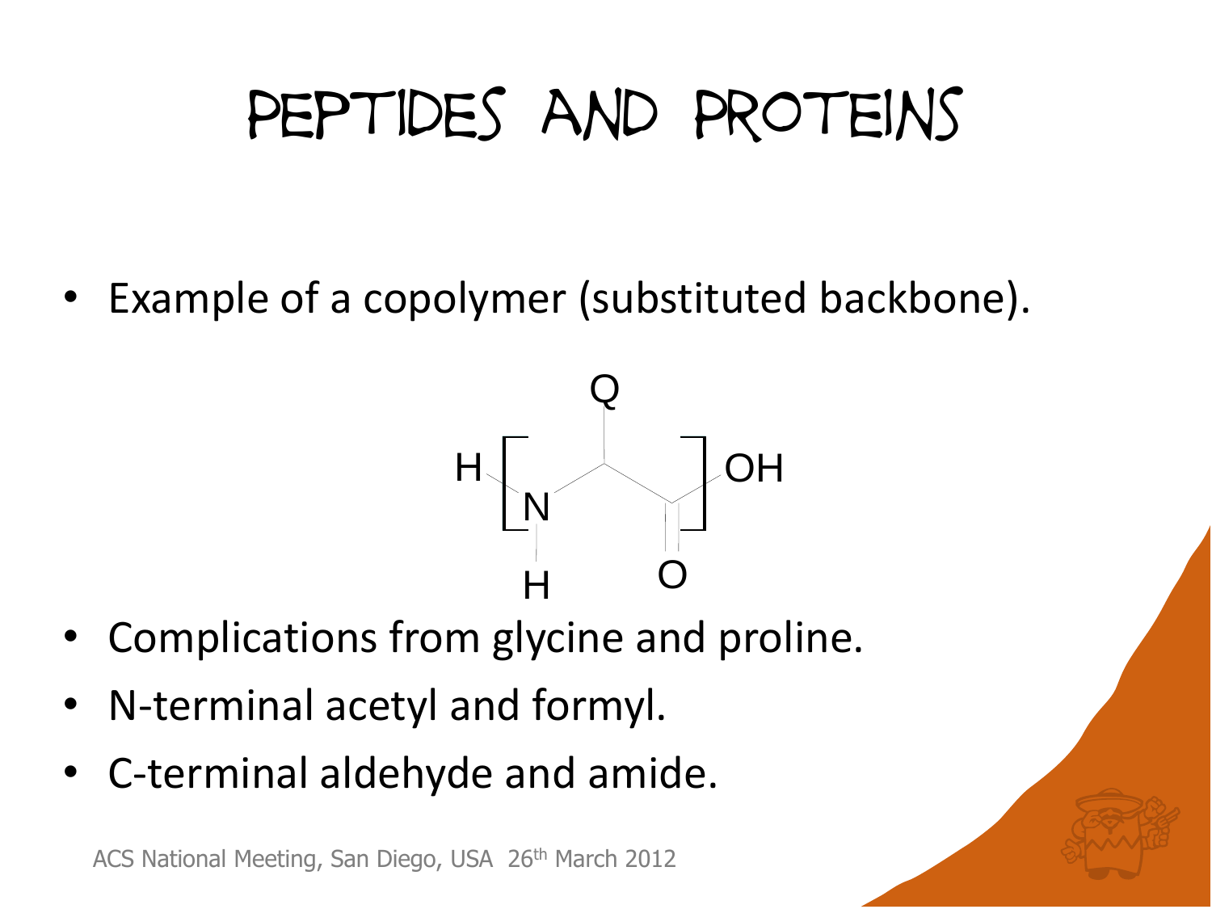# Peptides and Proteins

- Example of a copolymer (substituted backbone).

- Complications from glycine and proline.
- N-terminal acetyl and formyl.
- C-terminal aldehyde and amide.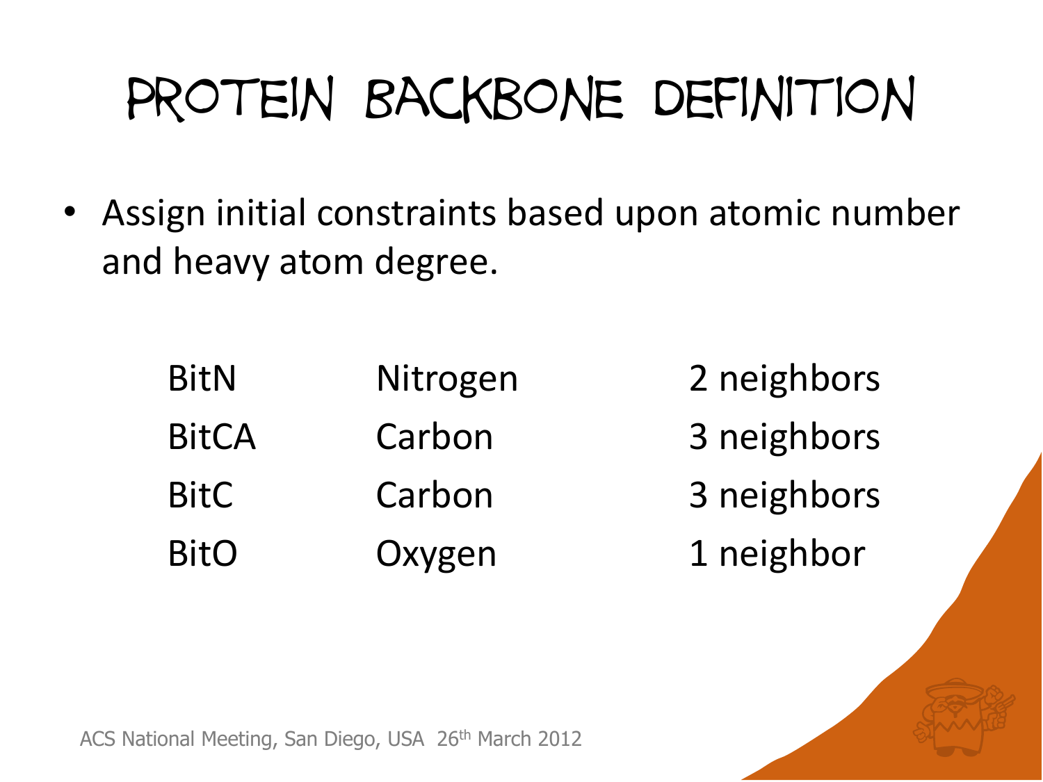# Protein Backbone Definition

- Assign initial constraints based upon atomic number and heavy atom degree.

| | | |
|---|---|---|
| BitN | Nitrogen | 2 neighbors |
| BitCA | Carbon | 3 neighbors |
| BitC | Carbon | 3 neighbors |
| BitO | Oxygen | 1 neighbor |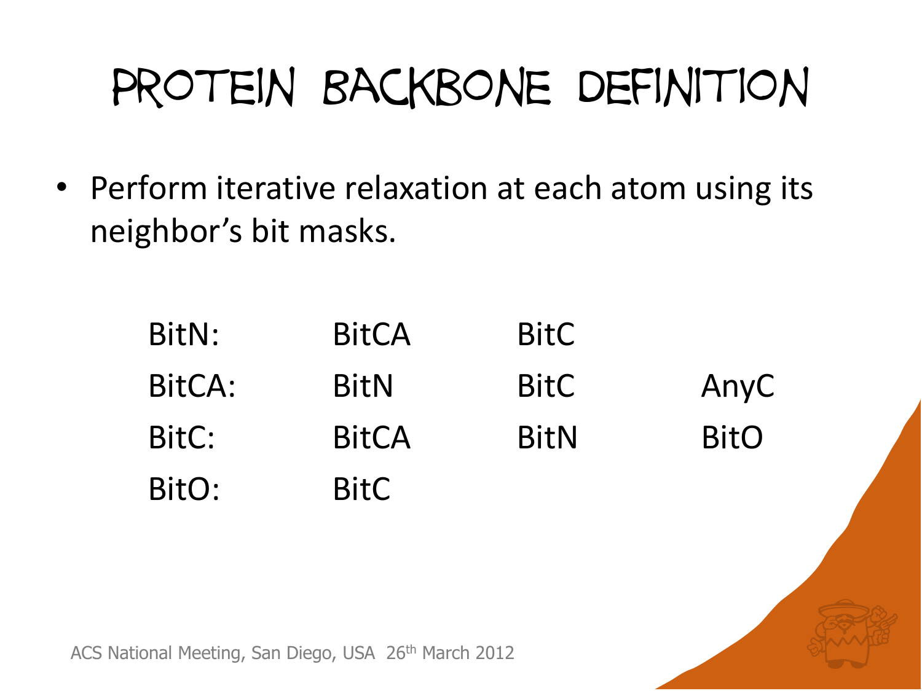# Protein Backbone Definition

- Perform iterative relaxation at each atom using its neighbor's bit masks.

| | | | |
|---|---|---|---|
| BitN: | BitCA | BitC | |
| BitCA: | BitN | BitC | AnyC |
| BitC: | BitCA | BitN | BitO |
| BitO: | BitC | | |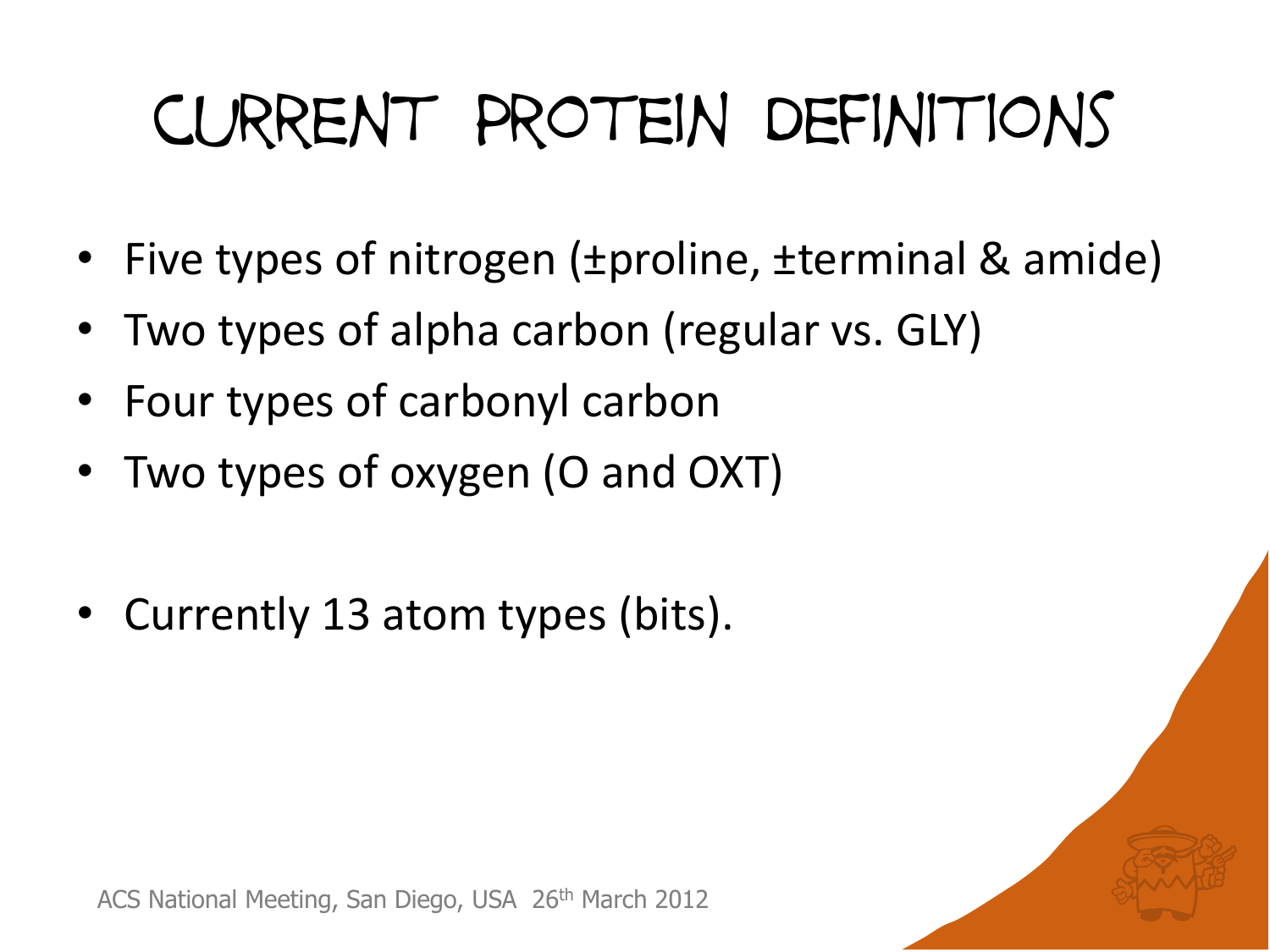# Current Protein Definitions

- Five types of nitrogen (±proline, ±terminal & amide)
- Two types of alpha carbon (regular vs. GLY)
- Four types of carbonyl carbon
- Two types of oxygen (O and OXT)

- Currently 13 atom types (bits).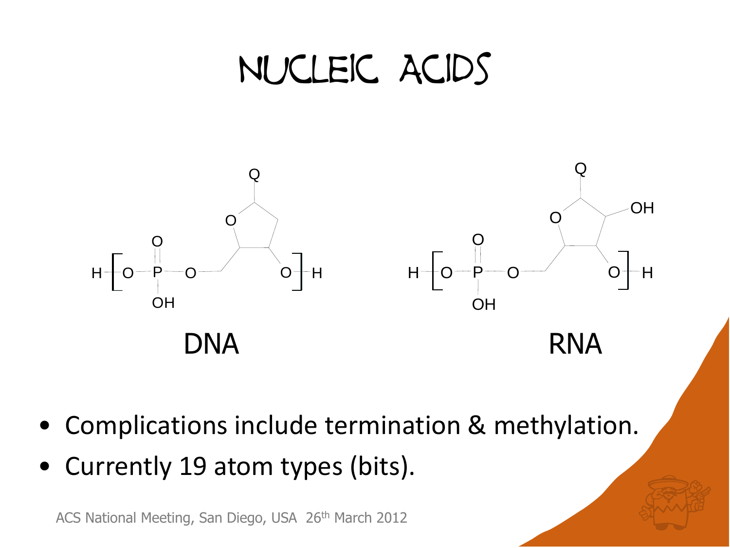# Nucleic Acids

DNA

RNA

- Complications include termination & methylation.
- Currently 19 atom types (bits).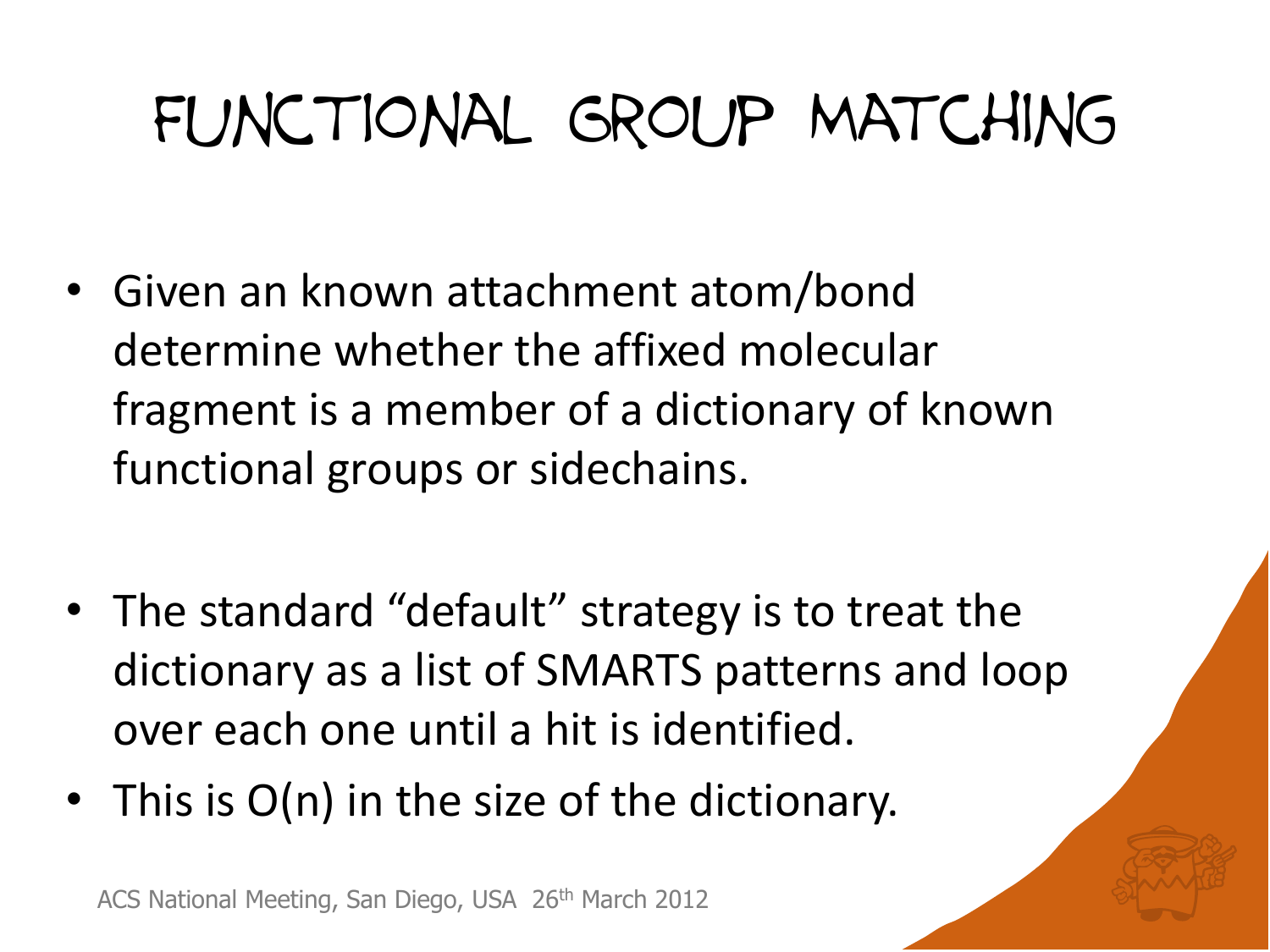# Functional Group Matching

- Given an known attachment atom/bond determine whether the affixed molecular fragment is a member of a dictionary of known functional groups or sidechains.

- The standard "default" strategy is to treat the dictionary as a list of SMARTS patterns and loop over each one until a hit is identified.
- This is O(n) in the size of the dictionary.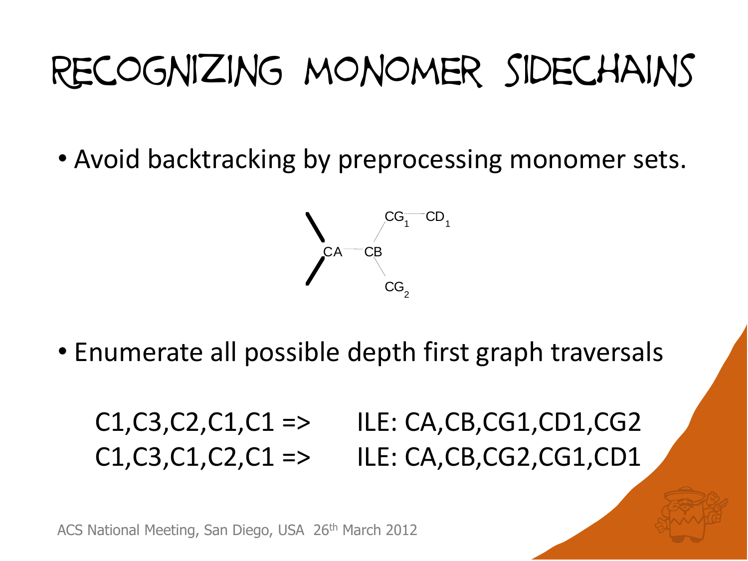# Recognizing Monomer Sidechains

- Avoid backtracking by preprocessing monomer sets.

CA — CB — $CG_1$ — $CD_1$, CB — $CG_2$

- Enumerate all possible depth first graph traversals

C1,C3,C2,C1,C1 => ILE: CA,CB,CG1,CD1,CG2

C1,C3,C1,C2,C1 => ILE: CA,CB,CG2,CG1,CD1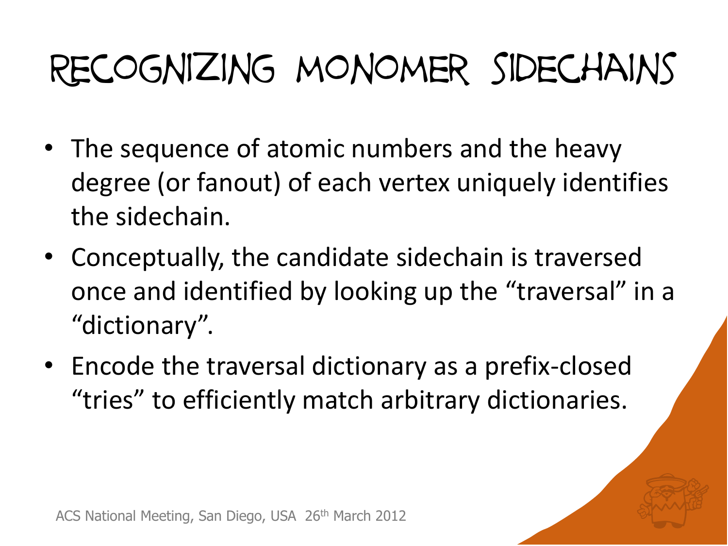# Recognizing Monomer Sidechains

- The sequence of atomic numbers and the heavy degree (or fanout) of each vertex uniquely identifies the sidechain.
- Conceptually, the candidate sidechain is traversed once and identified by looking up the "traversal" in a "dictionary".
- Encode the traversal dictionary as a prefix-closed "tries" to efficiently match arbitrary dictionaries.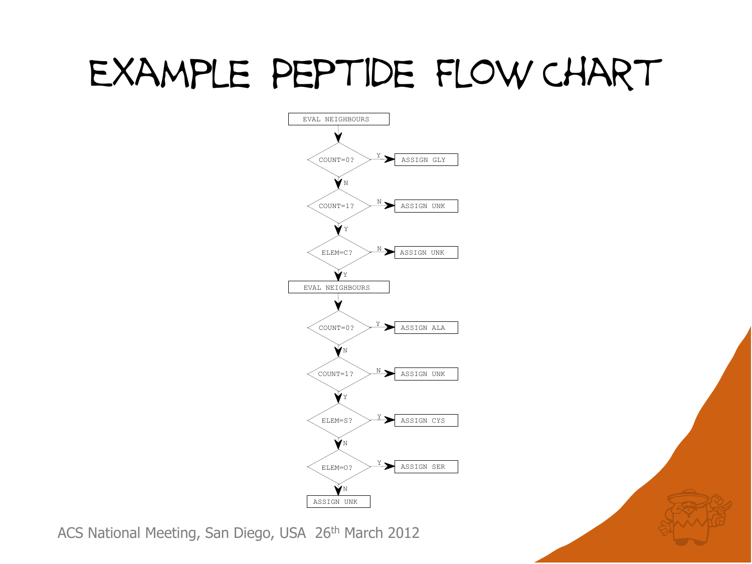# Example Peptide Flow Chart

```
EVAL NEIGHBOURS
      |
  COUNT=0? --Y--> ASSIGN GLY
      | N
  COUNT=1? --N--> ASSIGN UNK
      | Y
  ELEM=C?  --N--> ASSIGN UNK
      | Y
EVAL NEIGHBOURS
      |
  COUNT=0? --Y--> ASSIGN ALA
      | N
  COUNT=1? --N--> ASSIGN UNK
      | Y
  ELEM=S?  --Y--> ASSIGN CYS
      | N
  ELEM=O?  --Y--> ASSIGN SER
      | N
ASSIGN UNK
```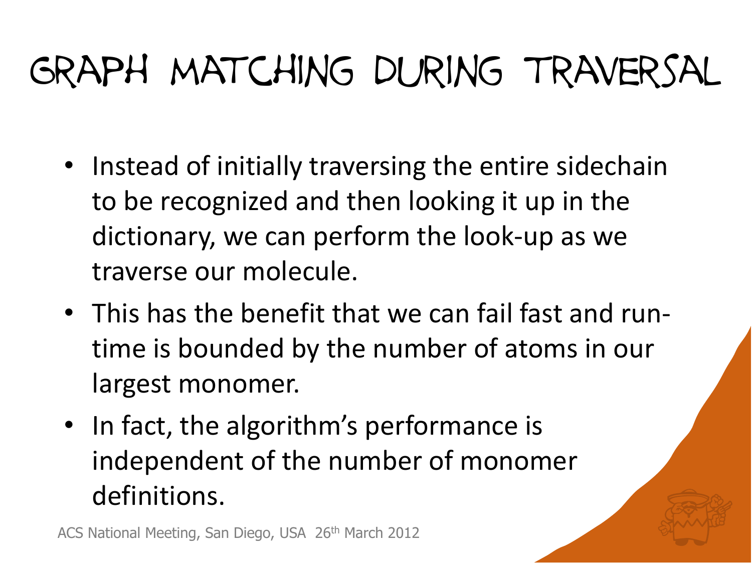# Graph Matching During Traversal

- Instead of initially traversing the entire sidechain to be recognized and then looking it up in the dictionary, we can perform the look-up as we traverse our molecule.
- This has the benefit that we can fail fast and run-time is bounded by the number of atoms in our largest monomer.
- In fact, the algorithm's performance is independent of the number of monomer definitions.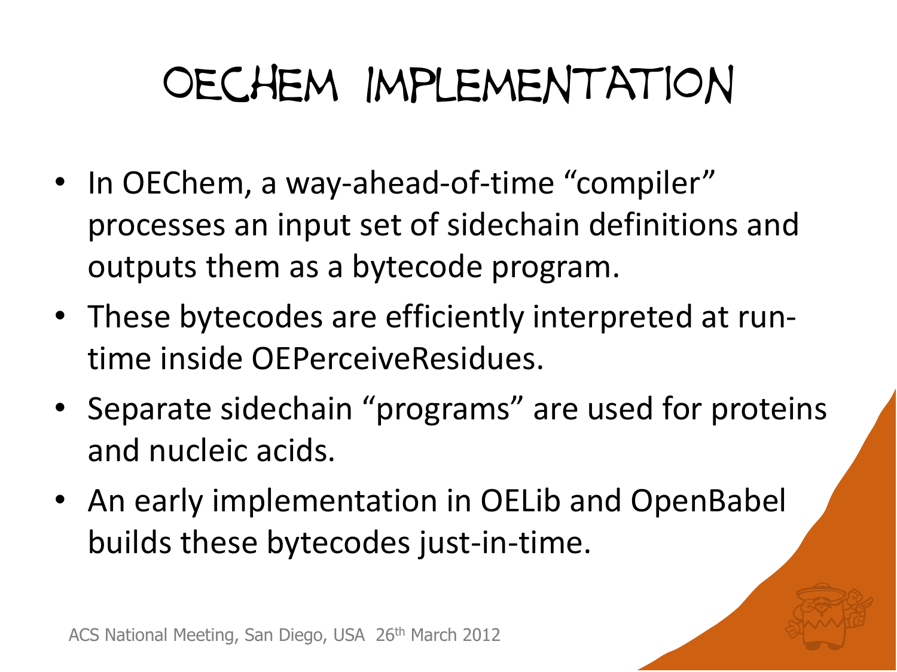# OEChem Implementation

- In OEChem, a way-ahead-of-time "compiler" processes an input set of sidechain definitions and outputs them as a bytecode program.
- These bytecodes are efficiently interpreted at run-time inside OEPerceiveResidues.
- Separate sidechain "programs" are used for proteins and nucleic acids.
- An early implementation in OELib and OpenBabel builds these bytecodes just-in-time.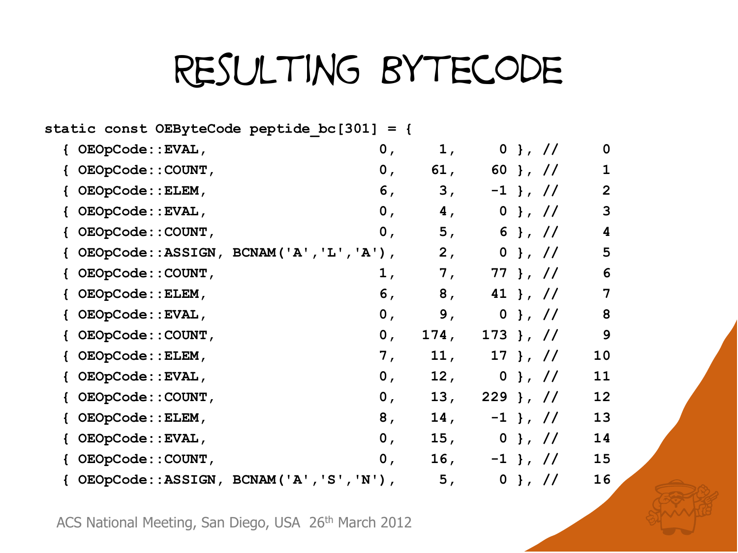# Resulting Bytecode

```
static const OEByteCode peptide_bc[301] = {
  { OEOpCode::EVAL,                    0,    1,    0 }, //    0
  { OEOpCode::COUNT,                   0,   61,   60 }, //    1
  { OEOpCode::ELEM,                    6,    3,   -1 }, //    2
  { OEOpCode::EVAL,                    0,    4,    0 }, //    3
  { OEOpCode::COUNT,                   0,    5,    6 }, //    4
  { OEOpCode::ASSIGN, BCNAM('A','L','A'),    2,    0 }, //    5
  { OEOpCode::COUNT,                   1,    7,   77 }, //    6
  { OEOpCode::ELEM,                    6,    8,   41 }, //    7
  { OEOpCode::EVAL,                    0,    9,    0 }, //    8
  { OEOpCode::COUNT,                   0,  174,  173 }, //    9
  { OEOpCode::ELEM,                    7,   11,   17 }, //   10
  { OEOpCode::EVAL,                    0,   12,    0 }, //   11
  { OEOpCode::COUNT,                   0,   13,  229 }, //   12
  { OEOpCode::ELEM,                    8,   14,   -1 }, //   13
  { OEOpCode::EVAL,                    0,   15,    0 }, //   14
  { OEOpCode::COUNT,                   0,   16,   -1 }, //   15
  { OEOpCode::ASSIGN, BCNAM('A','S','N'),    5,    0 }, //   16
```

ACS National Meeting, San Diego, USA 26th March 2012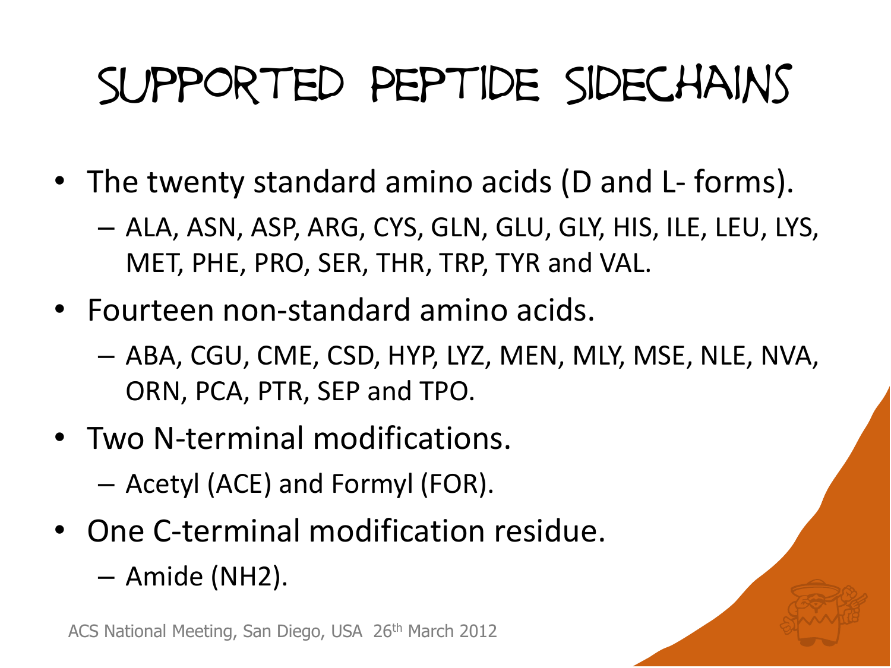# Supported Peptide Sidechains

- The twenty standard amino acids (D and L- forms).
  - ALA, ASN, ASP, ARG, CYS, GLN, GLU, GLY, HIS, ILE, LEU, LYS, MET, PHE, PRO, SER, THR, TRP, TYR and VAL.
- Fourteen non-standard amino acids.
  - ABA, CGU, CME, CSD, HYP, LYZ, MEN, MLY, MSE, NLE, NVA, ORN, PCA, PTR, SEP and TPO.
- Two N-terminal modifications.
  - Acetyl (ACE) and Formyl (FOR).
- One C-terminal modification residue.
  - Amide (NH2).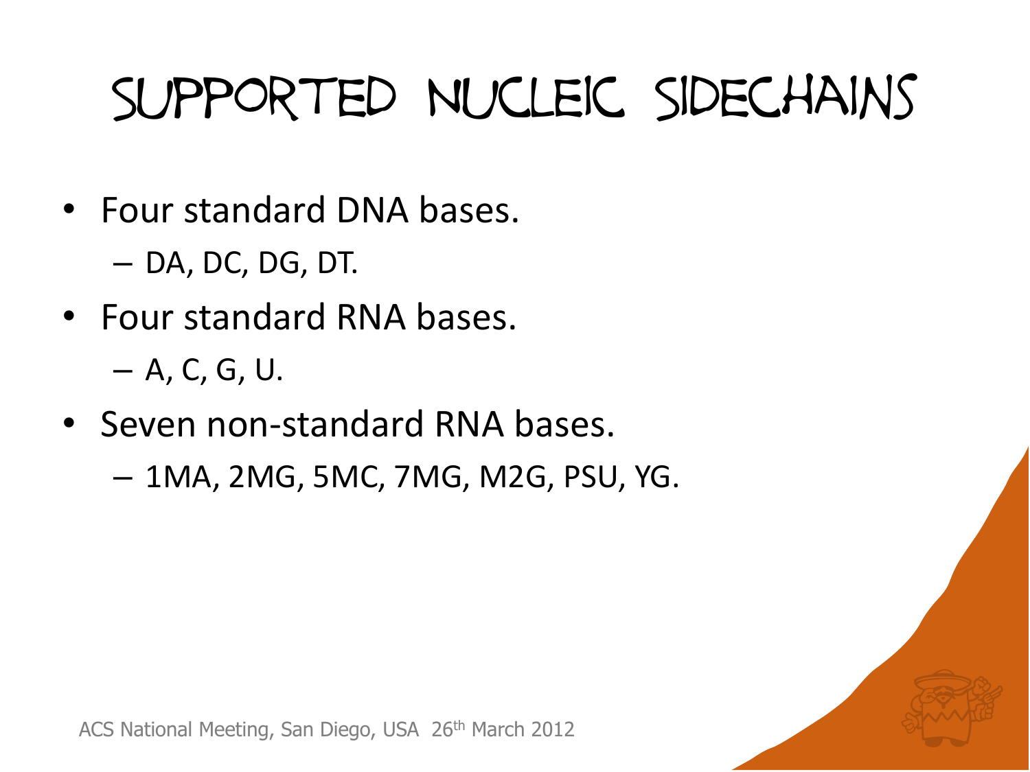# Supported Nucleic Sidechains

- Four standard DNA bases.
  - DA, DC, DG, DT.
- Four standard RNA bases.
  - A, C, G, U.
- Seven non-standard RNA bases.
  - 1MA, 2MG, 5MC, 7MG, M2G, PSU, YG.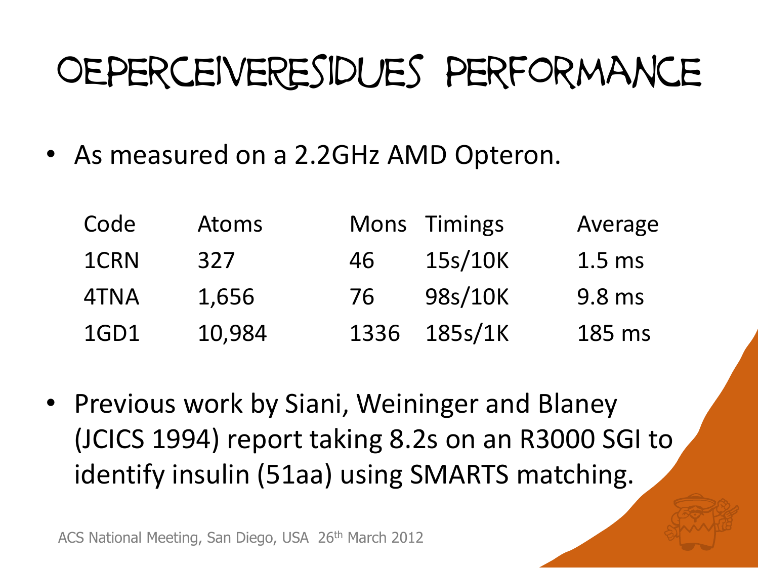# OEPerceiveResidues Performance

- As measured on a 2.2GHz AMD Opteron.

| Code | Atoms | Mons | Timings | Average |
|---|---|---|---|---|
| 1CRN | 327 | 46 | 15s/10K | 1.5 ms |
| 4TNA | 1,656 | 76 | 98s/10K | 9.8 ms |
| 1GD1 | 10,984 | 1336 | 185s/1K | 185 ms |

- Previous work by Siani, Weininger and Blaney (JCICS 1994) report taking 8.2s on an R3000 SGI to identify insulin (51aa) using SMARTS matching.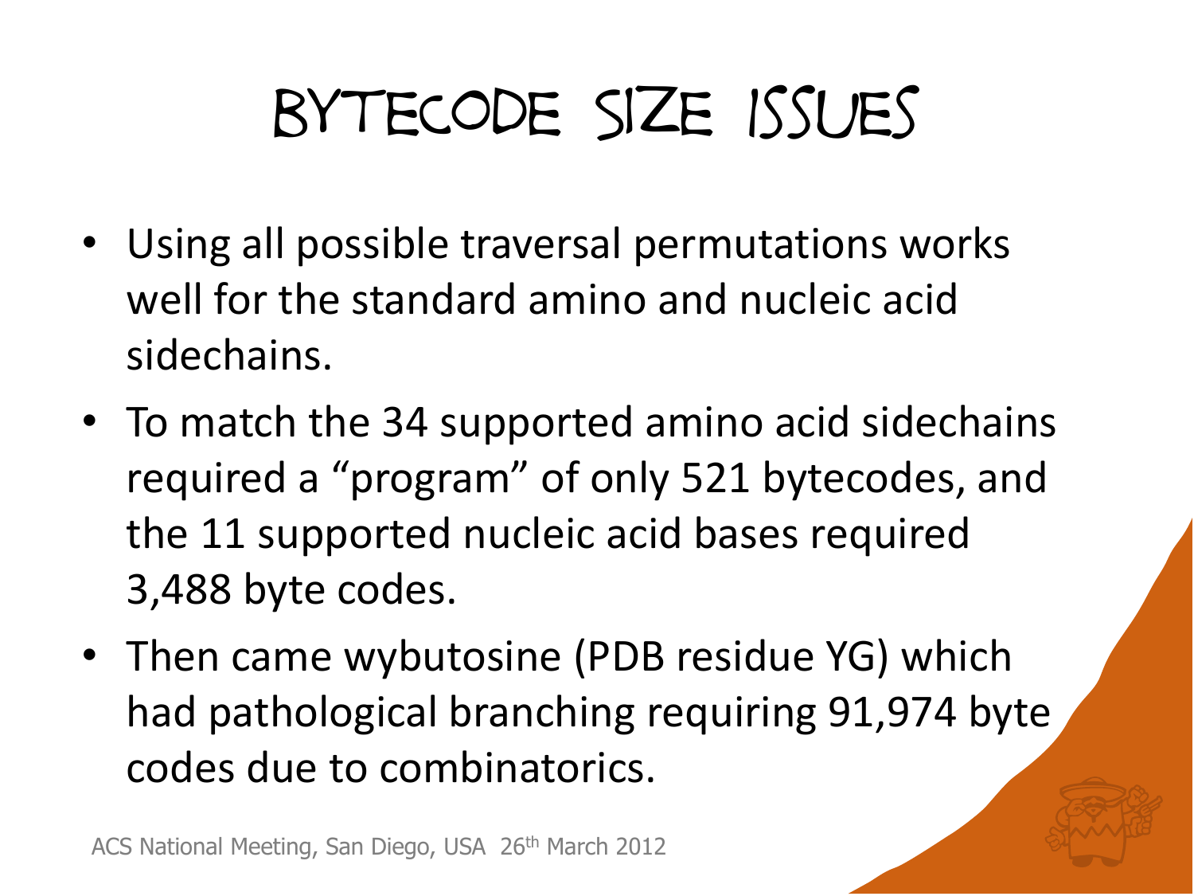# Bytecode Size Issues

- Using all possible traversal permutations works well for the standard amino and nucleic acid sidechains.
- To match the 34 supported amino acid sidechains required a "program" of only 521 bytecodes, and the 11 supported nucleic acid bases required 3,488 byte codes.
- Then came wybutosine (PDB residue YG) which had pathological branching requiring 91,974 byte codes due to combinatorics.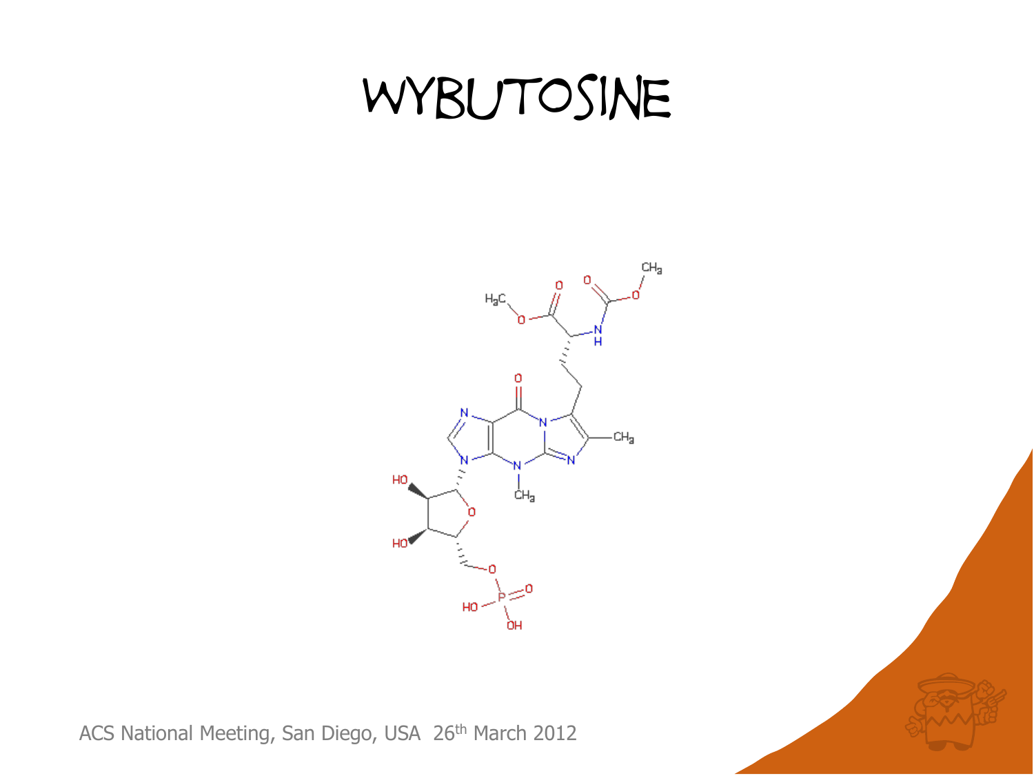# WYBUTOSINE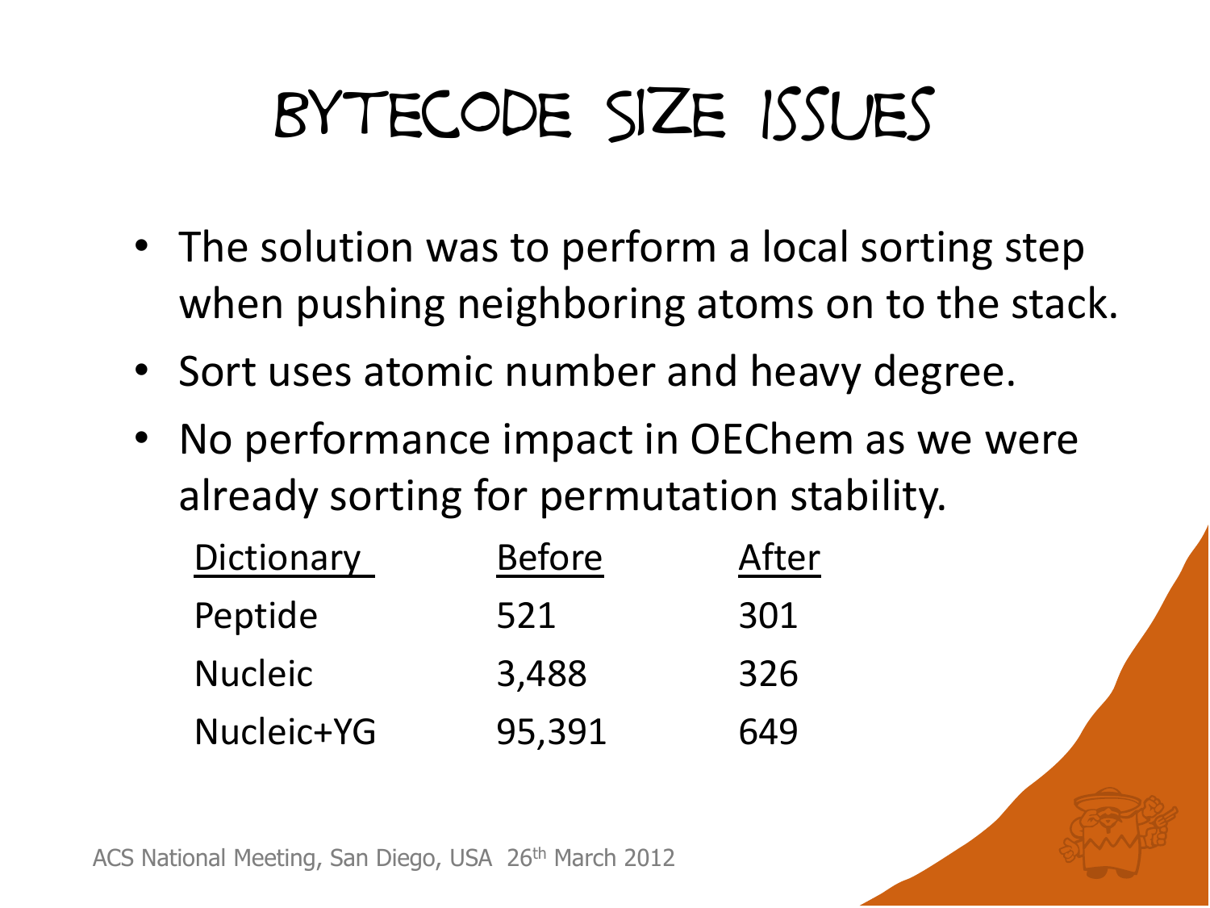# Bytecode Size Issues

- The solution was to perform a local sorting step when pushing neighboring atoms on to the stack.
- Sort uses atomic number and heavy degree.
- No performance impact in OEChem as we were already sorting for permutation stability.

| Dictionary | Before | After |
| --- | --- | --- |
| Peptide | 521 | 301 |
| Nucleic | 3,488 | 326 |
| Nucleic+YG | 95,391 | 649 |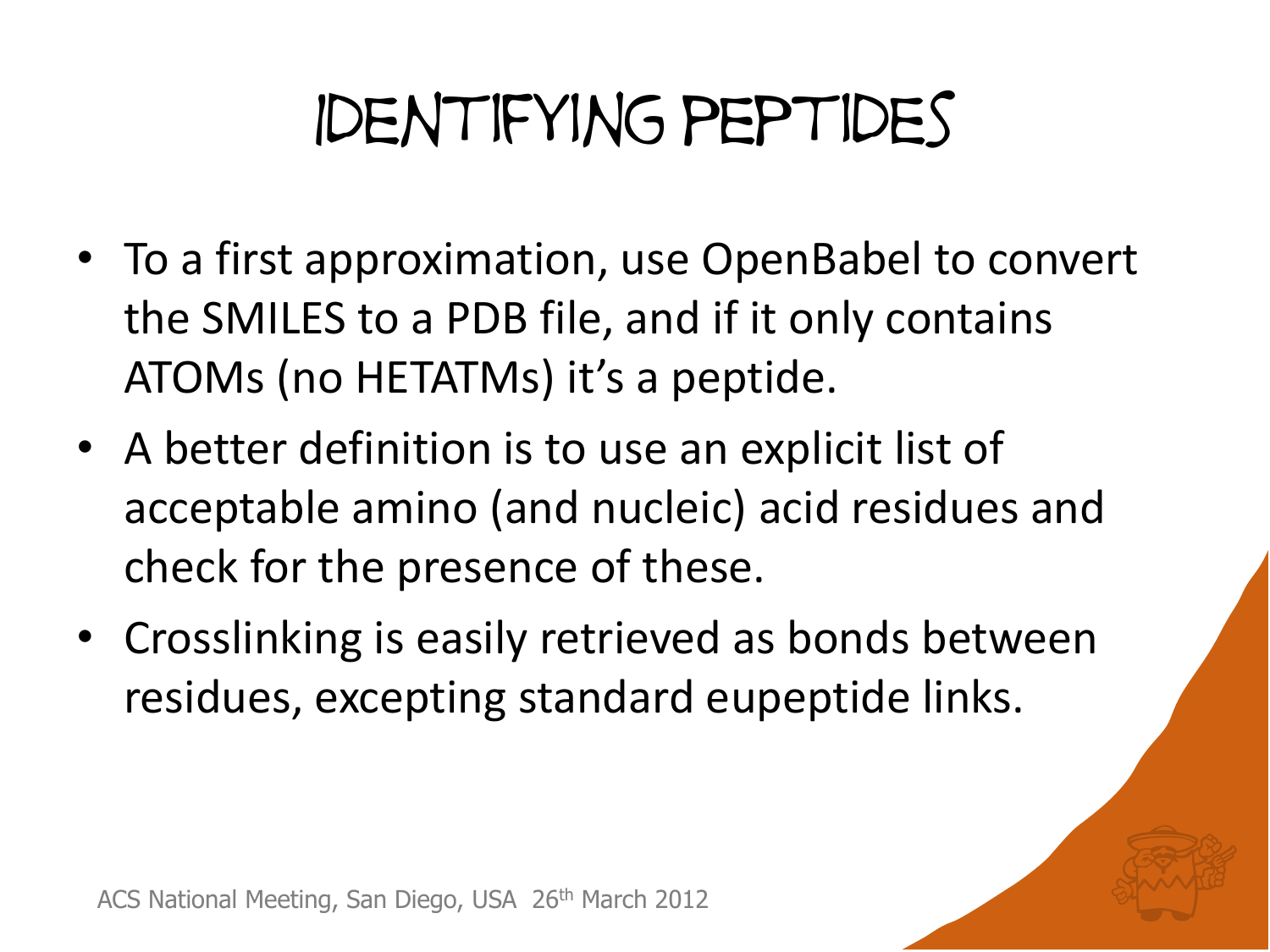# Identifying Peptides

- To a first approximation, use OpenBabel to convert the SMILES to a PDB file, and if it only contains ATOMs (no HETATMs) it's a peptide.
- A better definition is to use an explicit list of acceptable amino (and nucleic) acid residues and check for the presence of these.
- Crosslinking is easily retrieved as bonds between residues, excepting standard eupeptide links.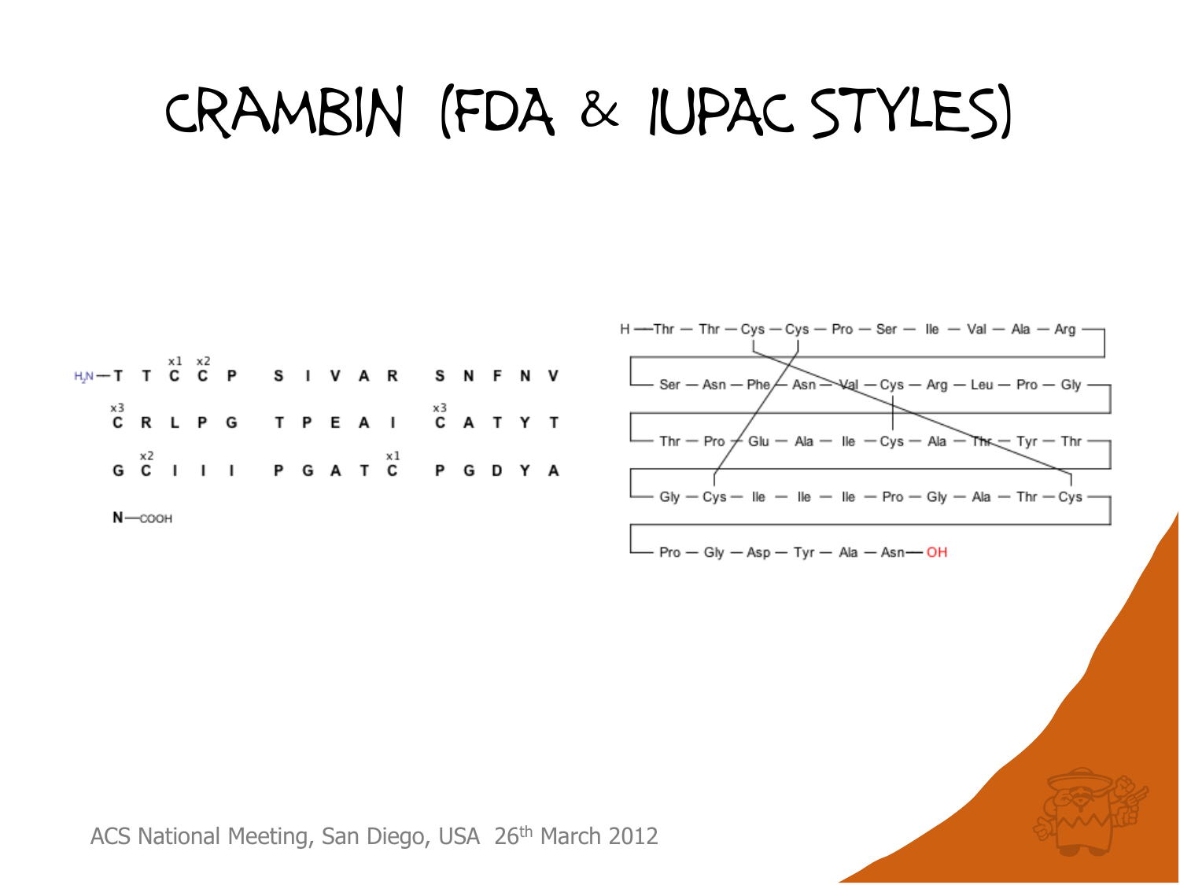# CRAMBIN (FDA & IUPAC STYLES)

```
                 x1 x2
H2N—T  T  C  C  P    S  I  V  A  R    S  N  F  N  V
   x3                                x3
    C  R  L  P  G    T  P  E  A  I    C  A  T  Y  T
       x2                      x1
    G  C  I  I  I    P  G  A  T  C    P  G  D  Y  A

    N—COOH
```

```
H—Thr — Thr — Cys — Cys — Pro — Ser — Ile — Val — Ala — Arg —
— Ser — Asn — Phe — Asn — Val — Cys — Arg — Leu — Pro — Gly —
— Thr — Pro — Glu — Ala — Ile — Cys — Ala — Thr — Tyr — Thr —
— Gly — Cys — Ile — Ile — Ile — Pro — Gly — Ala — Thr — Cys —
— Pro — Gly — Asp — Tyr — Ala — Asn— OH
```

ACS National Meeting, San Diego, USA 26th March 2012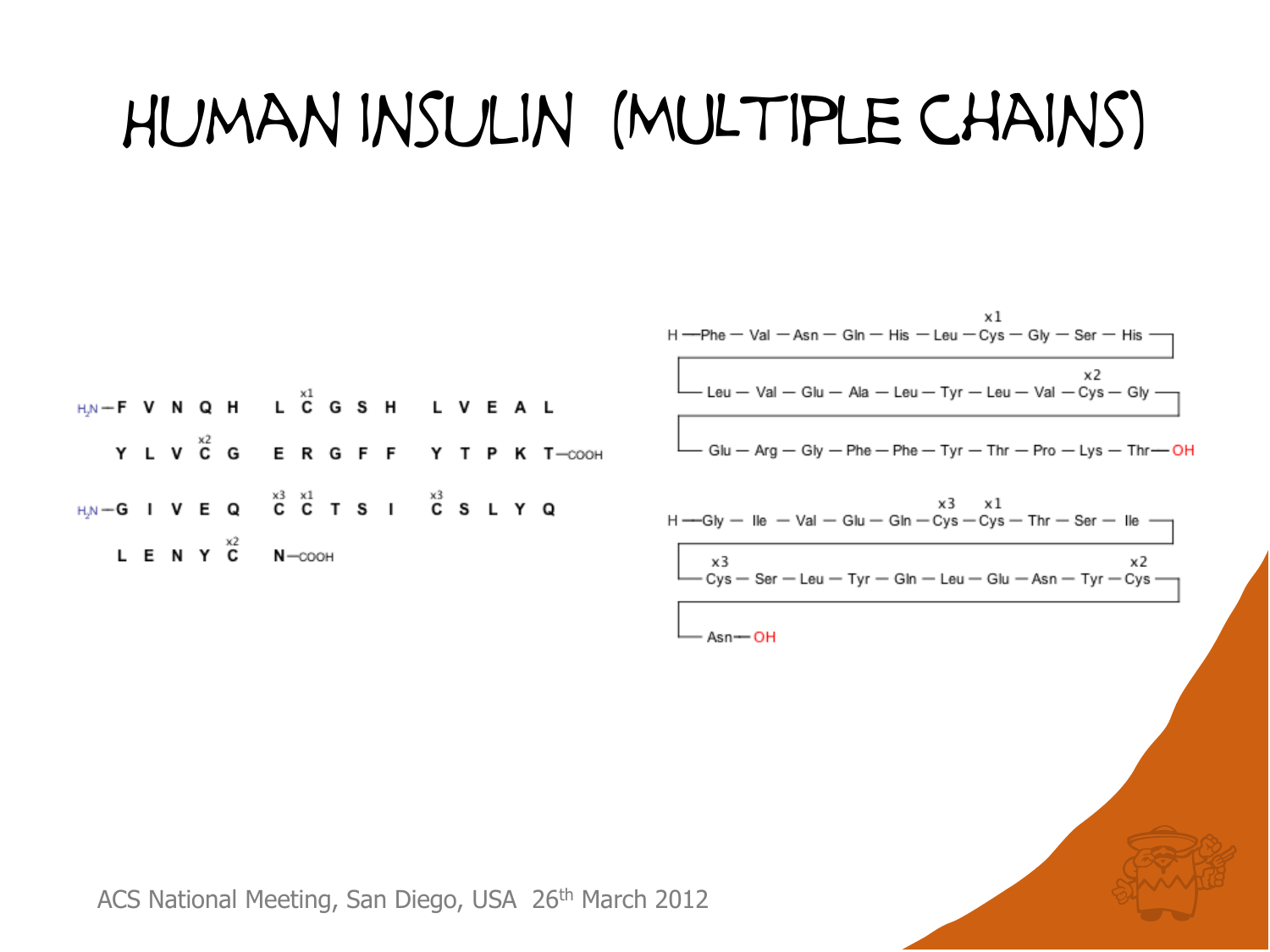# HUMAN INSULIN (MULTIPLE CHAINS)

```
H2N—F V N Q H  L C(x1) G S H  L V E A L
    Y L V C(x2) G  E R G F F  Y T P K T—COOH

H2N—G I V E Q  C(x3) C(x1) T S I  C(x3) S L Y Q
    L E N Y C(x2)  N—COOH
```

```
H—Phe—Val—Asn—Gln—His—Leu—Cys(x1)—Gly—Ser—His—
  Leu—Val—Glu—Ala—Leu—Tyr—Leu—Val—Cys(x2)—Gly—
  Glu—Arg—Gly—Phe—Phe—Tyr—Thr—Pro—Lys—Thr—OH

H—Gly—Ile—Val—Glu—Gln—Cys(x3)—Cys(x1)—Thr—Ser—Ile—
  Cys(x3)—Ser—Leu—Tyr—Gln—Leu—Glu—Asn—Tyr—Cys(x2)—
  Asn—OH
```

ACS National Meeting, San Diego, USA 26th March 2012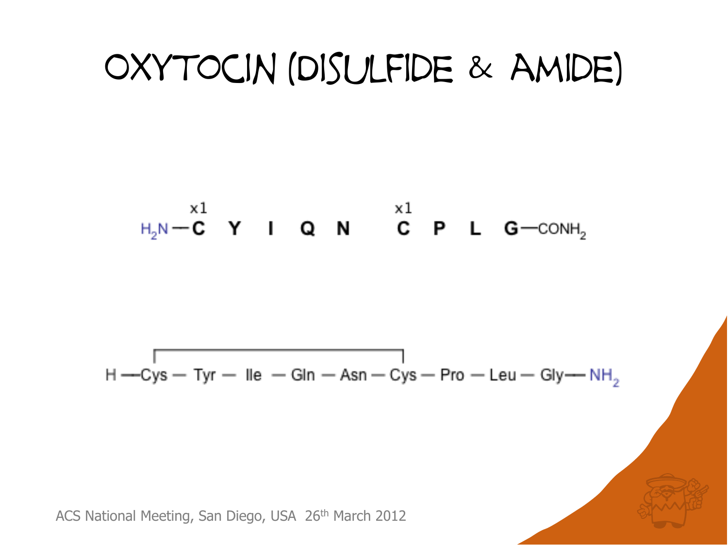# OXYTOCIN (DISULFIDE & AMIDE)

```
       x1                        x1
$H_2N$—C   Y   I   Q   N      C   P   L   G—$CONH_2$
```

$H_2N$—C[x1] Y I Q N C[x1] P L G—$CONH_2$

H—Cys—Tyr—Ile—Gln—Asn—Cys—Pro—Leu—Gly—$NH_2$

(disulfide bridge between Cys1 and Cys6)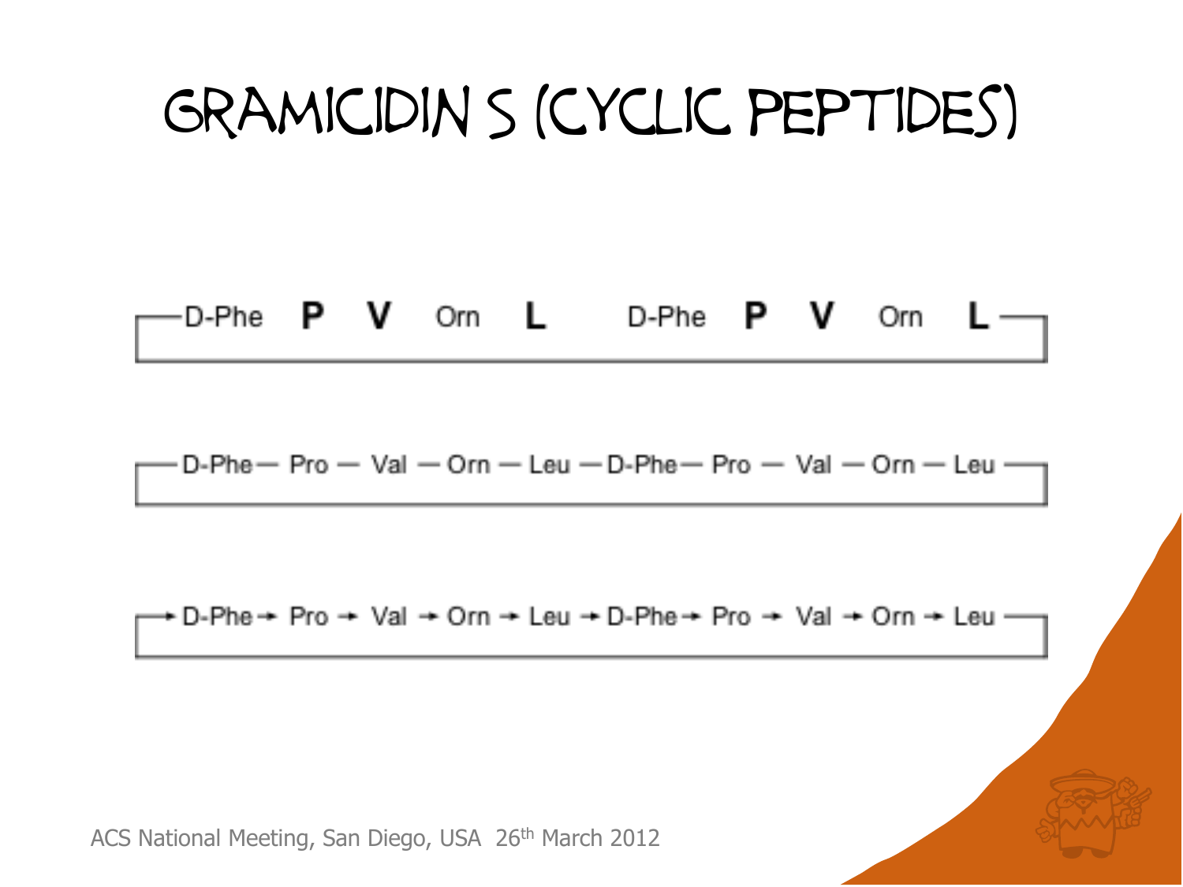# Gramicidin S (cyclic peptides)

D-Phe **P** **V** Orn **L** D-Phe **P** **V** Orn **L**

D-Phe — Pro — Val — Orn — Leu — D-Phe — Pro — Val — Orn — Leu

→ D-Phe → Pro → Val → Orn → Leu → D-Phe → Pro → Val → Orn → Leu

ACS National Meeting, San Diego, USA 26th March 2012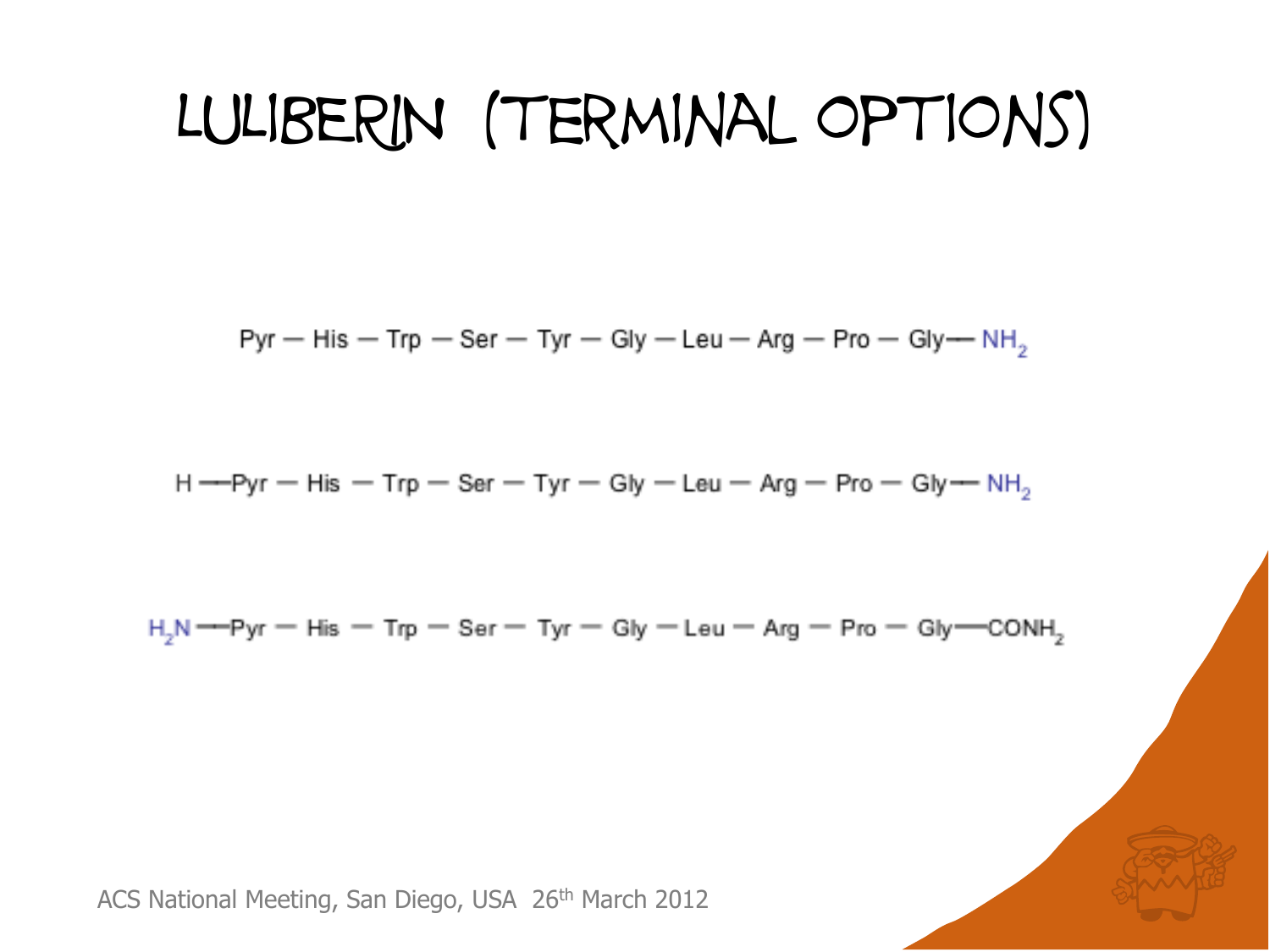# Luliberin (Terminal Options)

Pyr — His — Trp — Ser — Tyr — Gly — Leu — Arg — Pro — Gly — $NH_2$

H — Pyr — His — Trp — Ser — Tyr — Gly — Leu — Arg — Pro — Gly — $NH_2$

$H_2N$ — Pyr — His — Trp — Ser — Tyr — Gly — Leu — Arg — Pro — Gly — $CONH_2$

ACS National Meeting, San Diego, USA 26th March 2012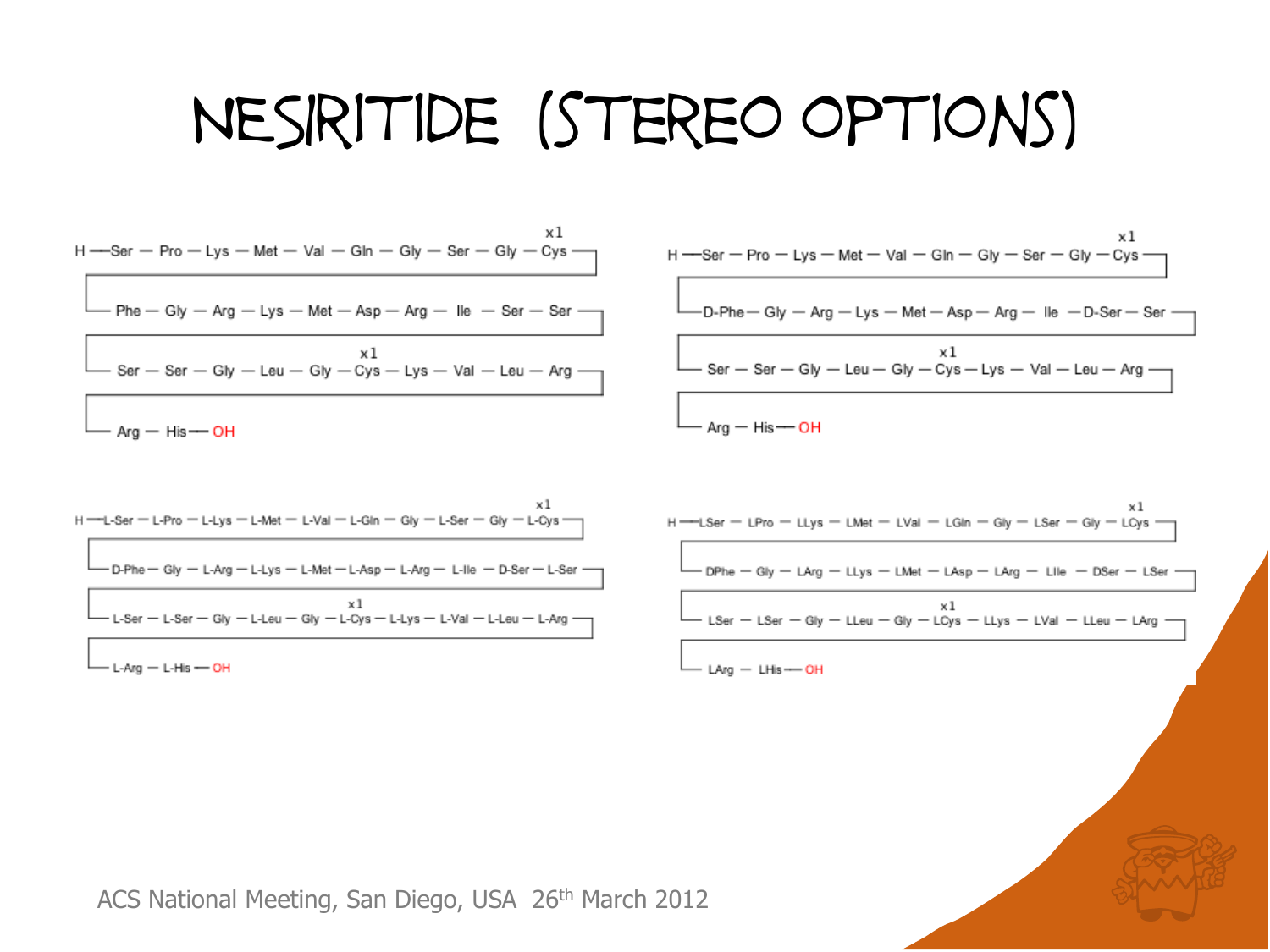# Nesiritide (Stereo options)

```
                                                          x1
H—Ser — Pro — Lys — Met — Val — Gln — Gly — Ser — Gly — Cys —┐
┌────────────────────────────────────────────────────────────┘
└─ Phe — Gly — Arg — Lys — Met — Asp — Arg — Ile — Ser — Ser —┐
┌────────────────────────────────────────────────────────────┘
│                                 x1
└─ Ser — Ser — Gly — Leu — Gly — Cys — Lys — Val — Leu — Arg —┐
┌────────────────────────────────────────────────────────────┘
└─ Arg — His — OH
```

```
                                                          x1
H—Ser — Pro — Lys — Met — Val — Gln — Gly — Ser — Gly — Cys —┐
┌────────────────────────────────────────────────────────────┘
└─ D-Phe — Gly — Arg — Lys — Met — Asp — Arg — Ile — D-Ser — Ser —┐
┌────────────────────────────────────────────────────────────────┘
│                                 x1
└─ Ser — Ser — Gly — Leu — Gly — Cys — Lys — Val — Leu — Arg —┐
┌────────────────────────────────────────────────────────────┘
└─ Arg — His — OH
```

```
                                                                        x1
H—L-Ser — L-Pro — L-Lys — L-Met — L-Val — L-Gln — Gly — L-Ser — Gly — L-Cys —┐
┌────────────────────────────────────────────────────────────────────────────┘
└─ D-Phe — Gly — L-Arg — L-Lys — L-Met — L-Asp — L-Arg — L-Ile — D-Ser — L-Ser —┐
┌──────────────────────────────────────────────────────────────────────────────┘
│                                         x1
└─ L-Ser — L-Ser — Gly — L-Leu — Gly — L-Cys — L-Lys — L-Val — L-Leu — L-Arg —┐
┌────────────────────────────────────────────────────────────────────────────┘
└─ L-Arg — L-His — OH
```

```
                                                                 x1
H—LSer — LPro — LLys — LMet — LVal — LGln — Gly — LSer — Gly — LCys —┐
┌────────────────────────────────────────────────────────────────────┘
└─ DPhe — Gly — LArg — LLys — LMet — LAsp — LArg — LIle — DSer — LSer —┐
┌──────────────────────────────────────────────────────────────────────┘
│                                    x1
└─ LSer — LSer — Gly — LLeu — Gly — LCys — LLys — LVal — LLeu — LArg —┐
┌────────────────────────────────────────────────────────────────────┘
└─ LArg — LHis — OH
```

ACS National Meeting, San Diego, USA 26th March 2012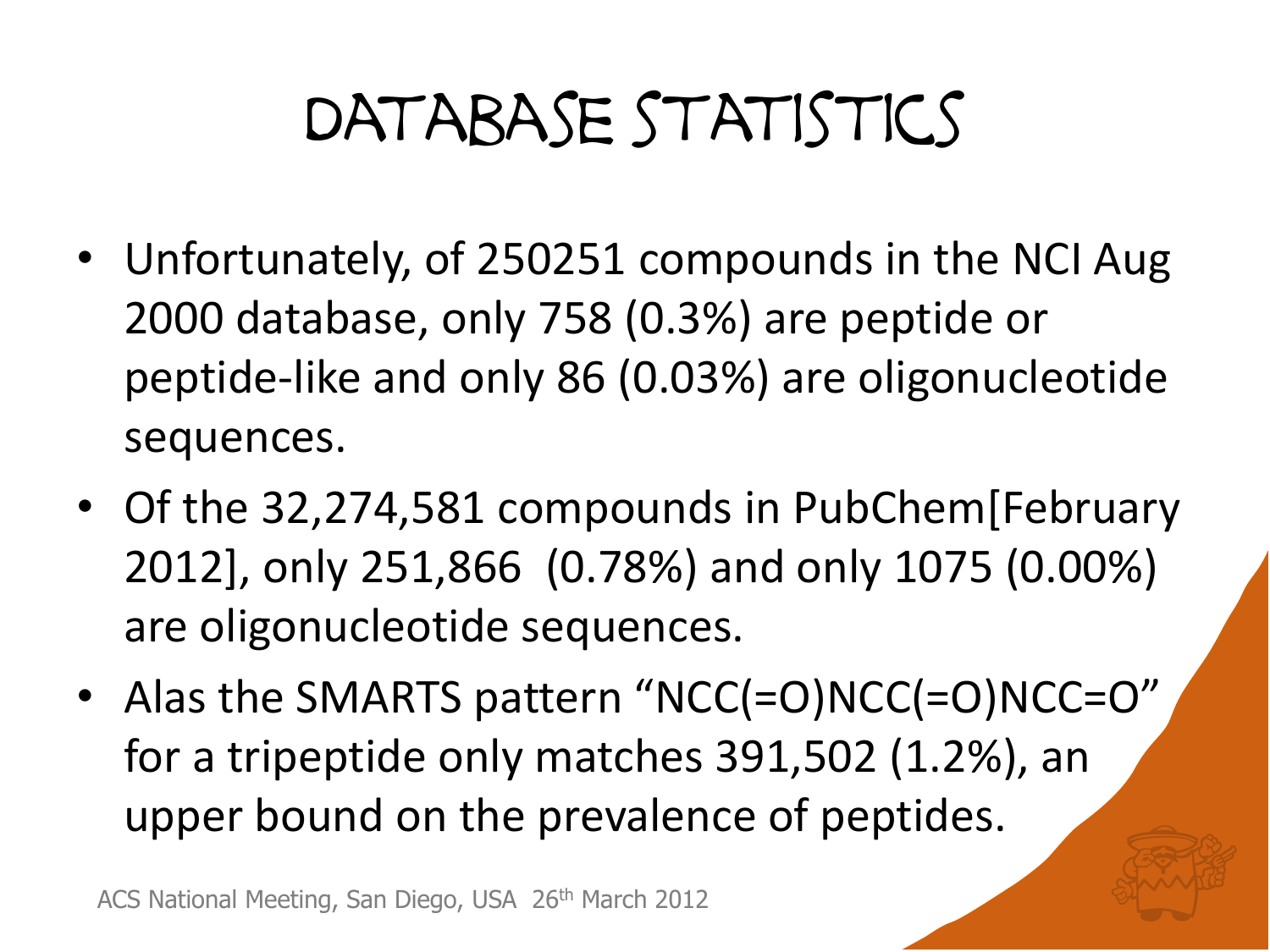# Database Statistics

- Unfortunately, of 250251 compounds in the NCI Aug 2000 database, only 758 (0.3%) are peptide or peptide-like and only 86 (0.03%) are oligonucleotide sequences.
- Of the 32,274,581 compounds in PubChem[February 2012], only 251,866 (0.78%) and only 1075 (0.00%) are oligonucleotide sequences.
- Alas the SMARTS pattern "NCC(=O)NCC(=O)NCC=O" for a tripeptide only matches 391,502 (1.2%), an upper bound on the prevalence of peptides.

ACS National Meeting, San Diego, USA 26th March 2012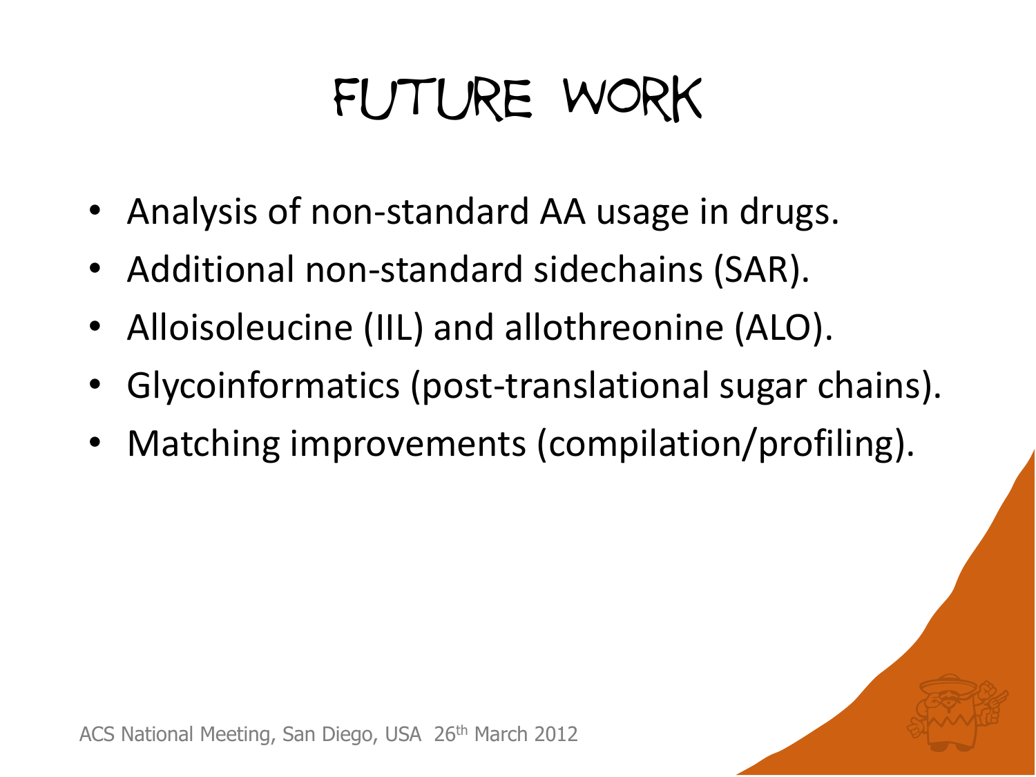# FUTURE WORK

- Analysis of non-standard AA usage in drugs.
- Additional non-standard sidechains (SAR).
- Alloisoleucine (IIL) and allothreonine (ALO).
- Glycoinformatics (post-translational sugar chains).
- Matching improvements (compilation/profiling).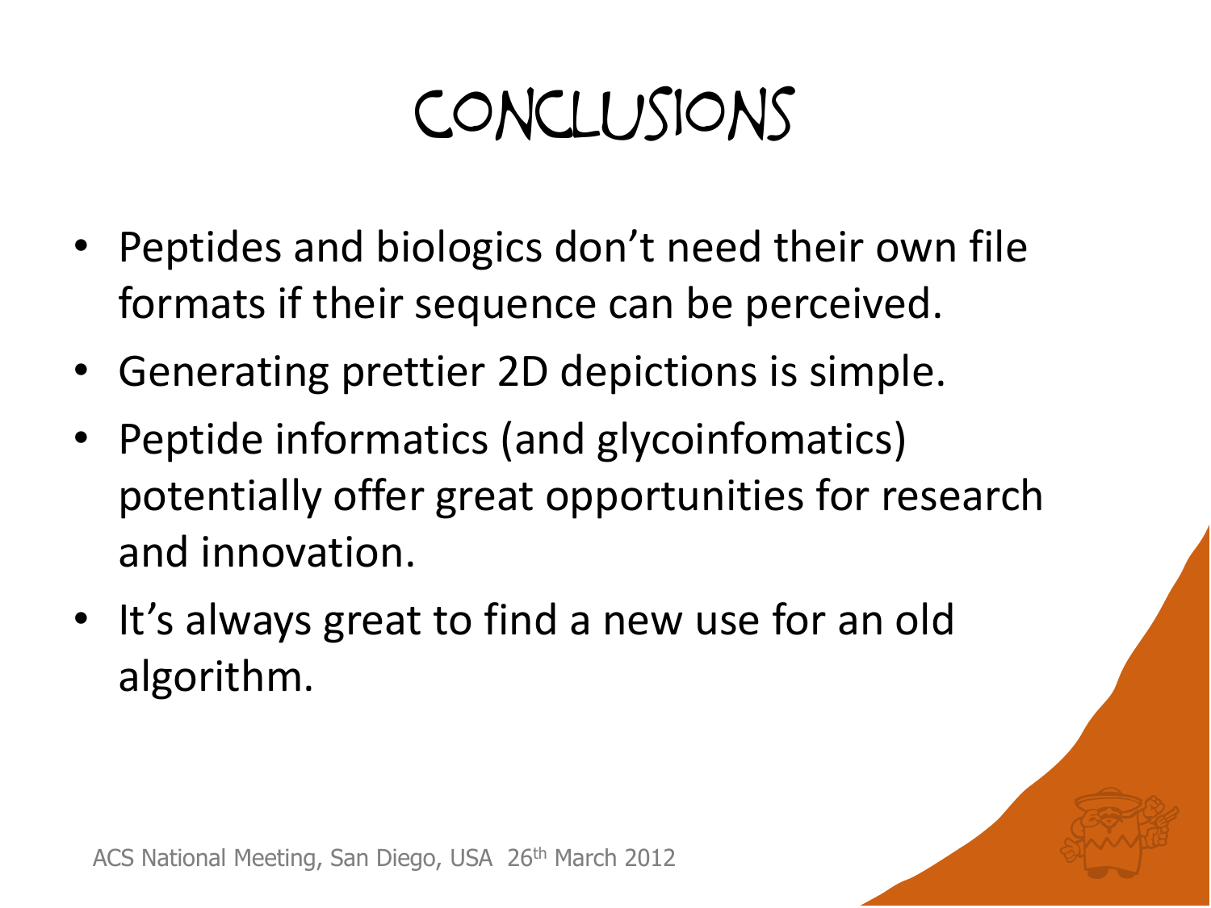# Conclusions

- Peptides and biologics don't need their own file formats if their sequence can be perceived.
- Generating prettier 2D depictions is simple.
- Peptide informatics (and glycoinfomatics) potentially offer great opportunities for research and innovation.
- It's always great to find a new use for an old algorithm.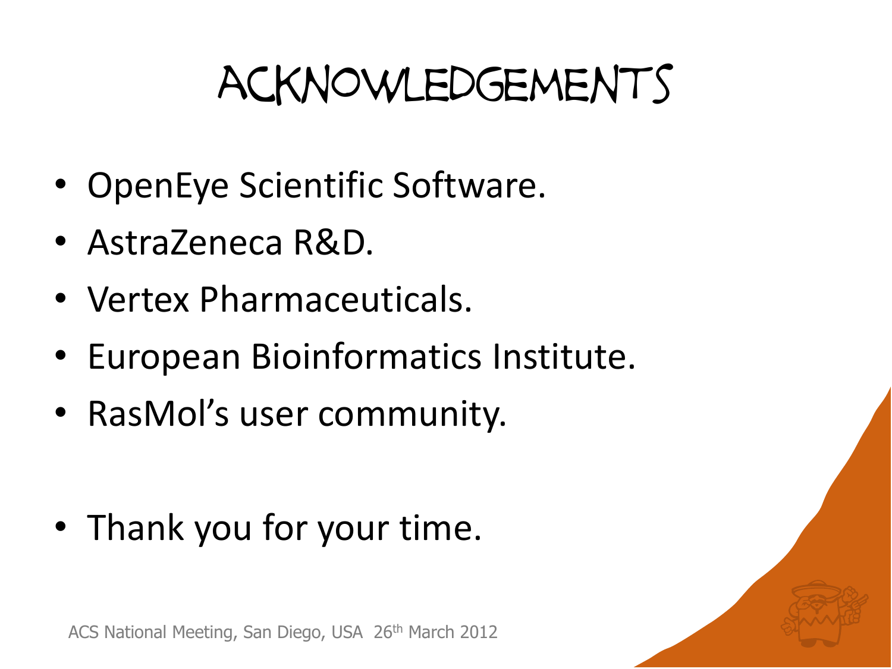# Acknowledgements

- OpenEye Scientific Software.
- AstraZeneca R&D.
- Vertex Pharmaceuticals.
- European Bioinformatics Institute.
- RasMol's user community.

- Thank you for your time.